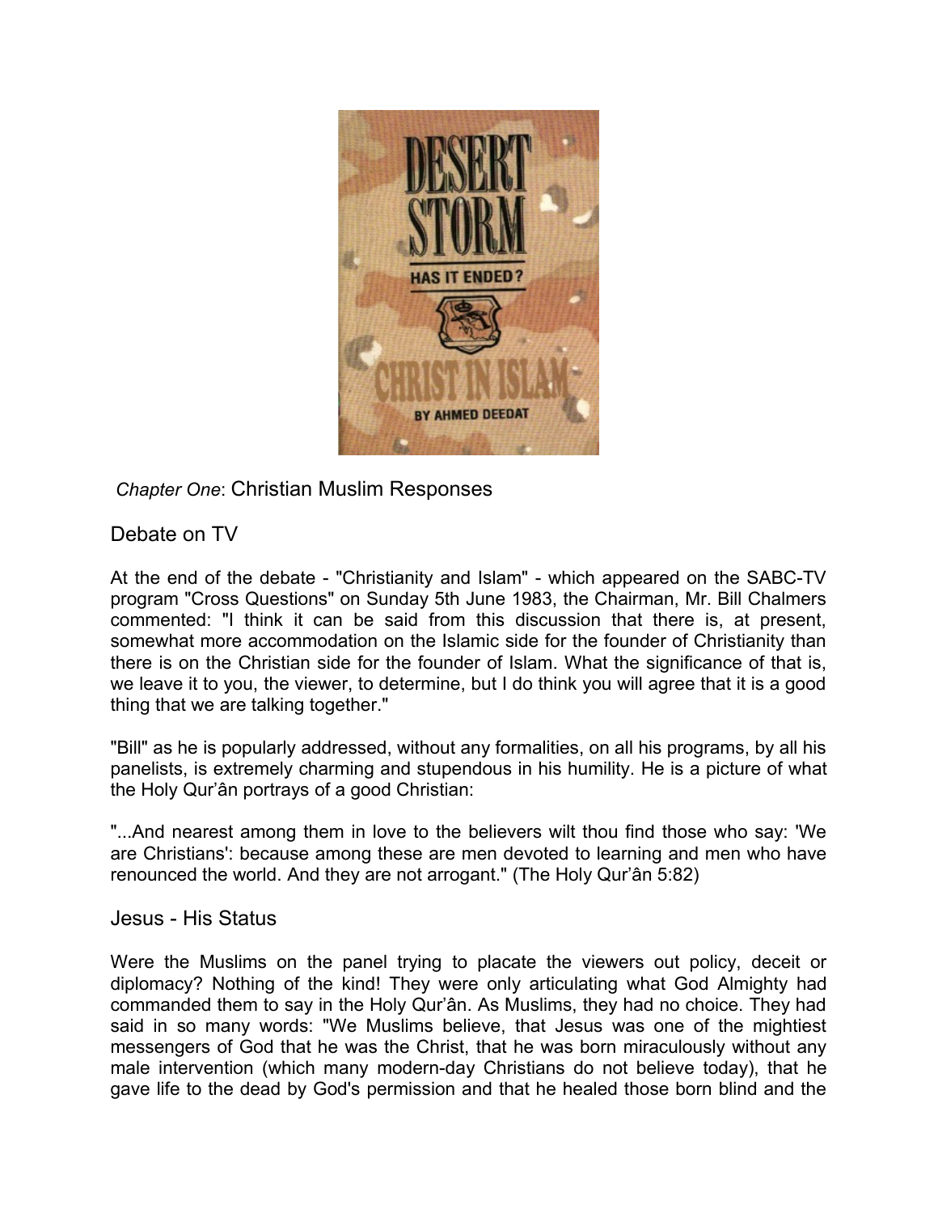*Chapter One*: Christian Muslim Responses

## Debate on TV

At the end of the debate - "Christianity and Islam" - which appeared on the SABC-TV program "Cross Questions" on Sunday 5th June 1983, the Chairman, Mr. Bill Chalmers commented: "I think it can be said from this discussion that there is, at present, somewhat more accommodation on the Islamic side for the founder of Christianity than there is on the Christian side for the founder of Islam. What the significance of that is, we leave it to you, the viewer, to determine, but I do think you will agree that it is a good thing that we are talking together."

"Bill" as he is popularly addressed, without any formalities, on all his programs, by all his panelists, is extremely charming and stupendous in his humility. He is a picture of what the Holy Qur'ân portrays of a good Christian:

"...And nearest among them in love to the believers wilt thou find those who say: 'We are Christians': because among these are men devoted to learning and men who have renounced the world. And they are not arrogant." (The Holy Qur'ân 5:82)

## Jesus - His Status

Were the Muslims on the panel trying to placate the viewers out policy, deceit or diplomacy? Nothing of the kind! They were only articulating what God Almighty had commanded them to say in the Holy Qur'ân. As Muslims, they had no choice. They had said in so many words: "We Muslims believe, that Jesus was one of the mightiest messengers of God that he was the Christ, that he was born miraculously without any male intervention (which many modern-day Christians do not believe today), that he gave life to the dead by God's permission and that he healed those born blind and the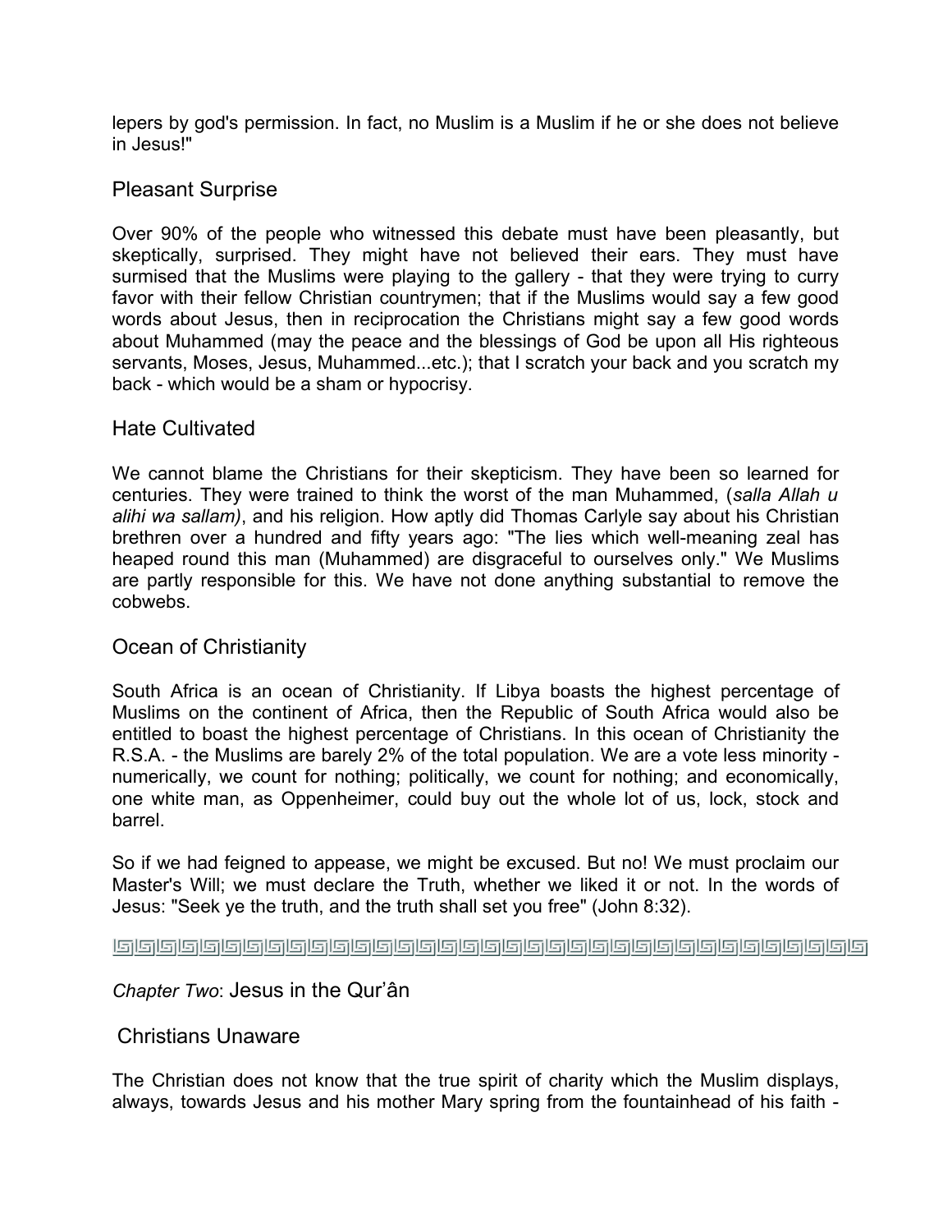lepers by god's permission. In fact, no Muslim is a Muslim if he or she does not believe in Jesus!"

## Pleasant Surprise

Over 90% of the people who witnessed this debate must have been pleasantly, but skeptically, surprised. They might have not believed their ears. They must have surmised that the Muslims were playing to the gallery - that they were trying to curry favor with their fellow Christian countrymen; that if the Muslims would say a few good words about Jesus, then in reciprocation the Christians might say a few good words about Muhammed (may the peace and the blessings of God be upon all His righteous servants, Moses, Jesus, Muhammed...etc.); that I scratch your back and you scratch my back - which would be a sham or hypocrisy.

## Hate Cultivated

We cannot blame the Christians for their skepticism. They have been so learned for centuries. They were trained to think the worst of the man Muhammed, (*salla Allah u alihi wa sallam)*, and his religion. How aptly did Thomas Carlyle say about his Christian brethren over a hundred and fifty years ago: "The lies which well-meaning zeal has heaped round this man (Muhammed) are disgraceful to ourselves only." We Muslims are partly responsible for this. We have not done anything substantial to remove the cobwebs.

## Ocean of Christianity

South Africa is an ocean of Christianity. If Libya boasts the highest percentage of Muslims on the continent of Africa, then the Republic of South Africa would also be entitled to boast the highest percentage of Christians. In this ocean of Christianity the R.S.A. - the Muslims are barely 2% of the total population. We are a vote less minority - numerically, we count for nothing; politically, we count for nothing; and economically, one white man, as Oppenheimer, could buy out the whole lot of us, lock, stock and barrel.

So if we had feigned to appease, we might be excused. But no! We must proclaim our Master's Will; we must declare the Truth, whether we liked it or not. In the words of Jesus: "Seek ye the truth, and the truth shall set you free" (John 8:32).

---

# *Chapter Two*: Jesus in the Qur'ân

## Christians Unaware

The Christian does not know that the true spirit of charity which the Muslim displays, always, towards Jesus and his mother Mary spring from the fountainhead of his faith -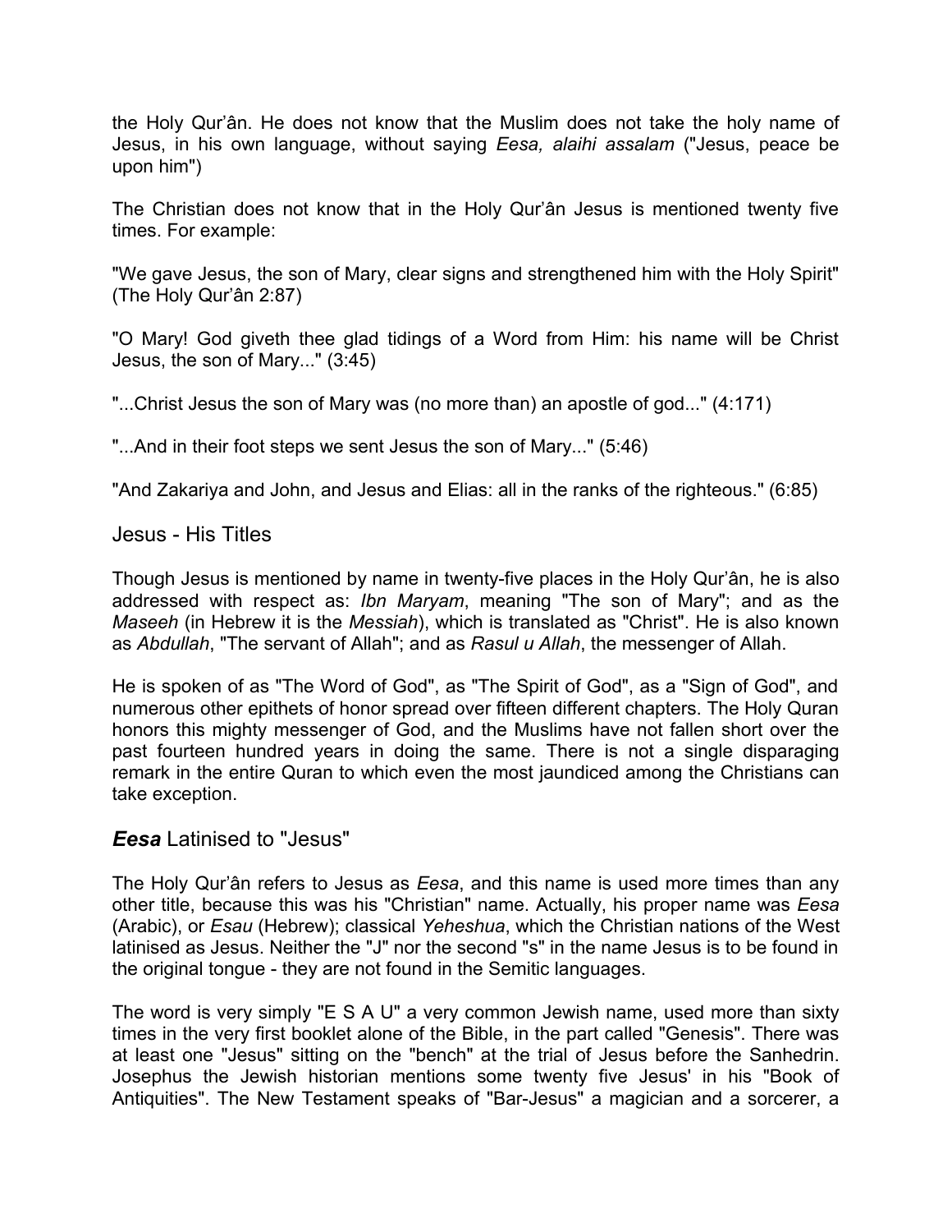the Holy Qur'ân. He does not know that the Muslim does not take the holy name of Jesus, in his own language, without saying *Eesa, alaihi assalam* ("Jesus, peace be upon him")

The Christian does not know that in the Holy Qur'ân Jesus is mentioned twenty five times. For example:

"We gave Jesus, the son of Mary, clear signs and strengthened him with the Holy Spirit" (The Holy Qur'ân 2:87)

"O Mary! God giveth thee glad tidings of a Word from Him: his name will be Christ Jesus, the son of Mary..." (3:45)

"...Christ Jesus the son of Mary was (no more than) an apostle of god..." (4:171)

"...And in their foot steps we sent Jesus the son of Mary..." (5:46)

"And Zakariya and John, and Jesus and Elias: all in the ranks of the righteous." (6:85)

## Jesus - His Titles

Though Jesus is mentioned by name in twenty-five places in the Holy Qur'ân, he is also addressed with respect as: *Ibn Maryam*, meaning "The son of Mary"; and as the *Maseeh* (in Hebrew it is the *Messiah*), which is translated as "Christ". He is also known as *Abdullah*, "The servant of Allah"; and as *Rasul u Allah*, the messenger of Allah.

He is spoken of as "The Word of God", as "The Spirit of God", as a "Sign of God", and numerous other epithets of honor spread over fifteen different chapters. The Holy Quran honors this mighty messenger of God, and the Muslims have not fallen short over the past fourteen hundred years in doing the same. There is not a single disparaging remark in the entire Quran to which even the most jaundiced among the Christians can take exception.

## ***Eesa*** Latinised to "Jesus"

The Holy Qur'ân refers to Jesus as *Eesa*, and this name is used more times than any other title, because this was his "Christian" name. Actually, his proper name was *Eesa* (Arabic), or *Esau* (Hebrew); classical *Yeheshua*, which the Christian nations of the West latinised as Jesus. Neither the "J" nor the second "s" in the name Jesus is to be found in the original tongue - they are not found in the Semitic languages.

The word is very simply "E S A U" a very common Jewish name, used more than sixty times in the very first booklet alone of the Bible, in the part called "Genesis". There was at least one "Jesus" sitting on the "bench" at the trial of Jesus before the Sanhedrin. Josephus the Jewish historian mentions some twenty five Jesus' in his "Book of Antiquities". The New Testament speaks of "Bar-Jesus" a magician and a sorcerer, a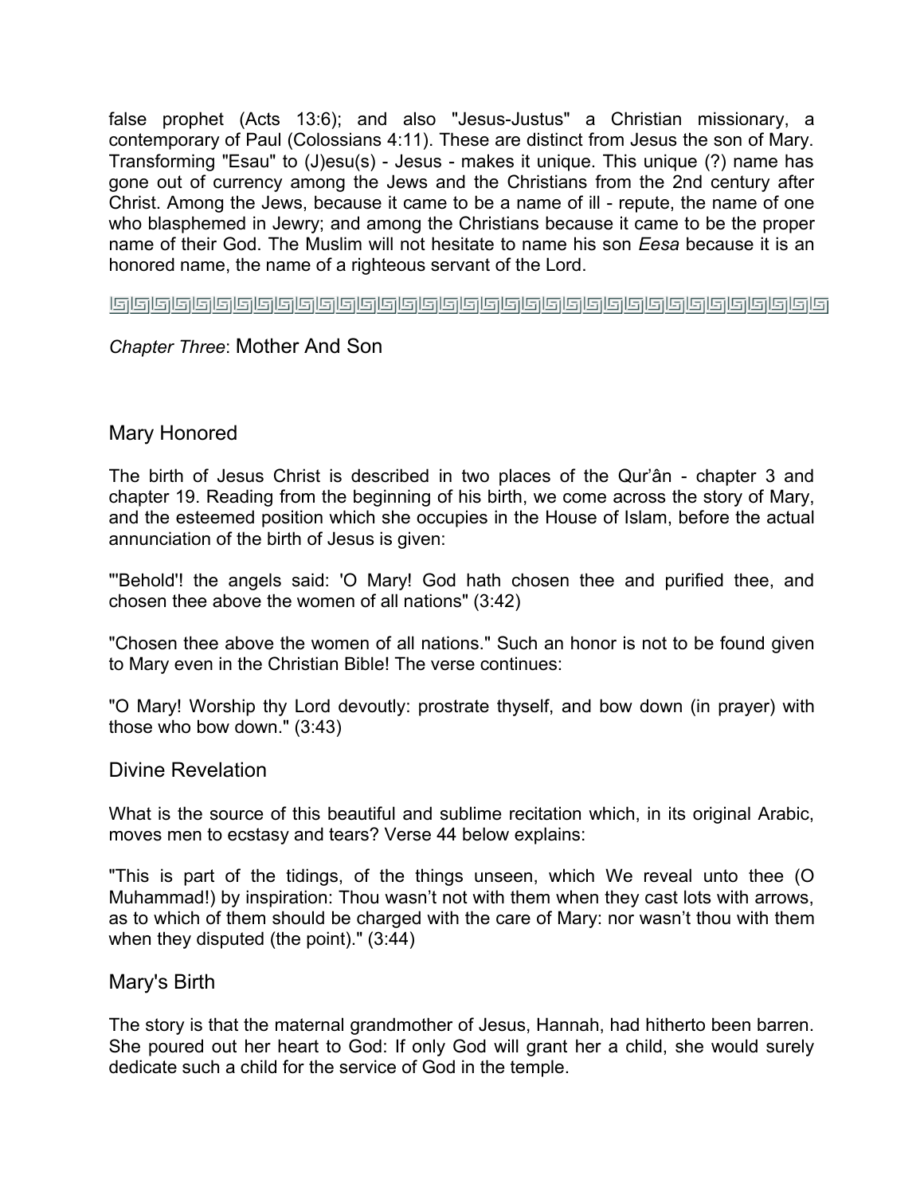false prophet (Acts 13:6); and also "Jesus-Justus" a Christian missionary, a contemporary of Paul (Colossians 4:11). These are distinct from Jesus the son of Mary. Transforming "Esau" to (J)esu(s) - Jesus - makes it unique. This unique (?) name has gone out of currency among the Jews and the Christians from the 2nd century after Christ. Among the Jews, because it came to be a name of ill - repute, the name of one who blasphemed in Jewry; and among the Christians because it came to be the proper name of their God. The Muslim will not hesitate to name his son *Eesa* because it is an honored name, the name of a righteous servant of the Lord.

---

*Chapter Three*: Mother And Son

## Mary Honored

The birth of Jesus Christ is described in two places of the Qur'ân - chapter 3 and chapter 19. Reading from the beginning of his birth, we come across the story of Mary, and the esteemed position which she occupies in the House of Islam, before the actual annunciation of the birth of Jesus is given:

"'Behold'! the angels said: 'O Mary! God hath chosen thee and purified thee, and chosen thee above the women of all nations" (3:42)

"Chosen thee above the women of all nations." Such an honor is not to be found given to Mary even in the Christian Bible! The verse continues:

"O Mary! Worship thy Lord devoutly: prostrate thyself, and bow down (in prayer) with those who bow down." (3:43)

## Divine Revelation

What is the source of this beautiful and sublime recitation which, in its original Arabic, moves men to ecstasy and tears? Verse 44 below explains:

"This is part of the tidings, of the things unseen, which We reveal unto thee (O Muhammad!) by inspiration: Thou wasn't not with them when they cast lots with arrows, as to which of them should be charged with the care of Mary: nor wasn't thou with them when they disputed (the point)." (3:44)

## Mary's Birth

The story is that the maternal grandmother of Jesus, Hannah, had hitherto been barren. She poured out her heart to God: If only God will grant her a child, she would surely dedicate such a child for the service of God in the temple.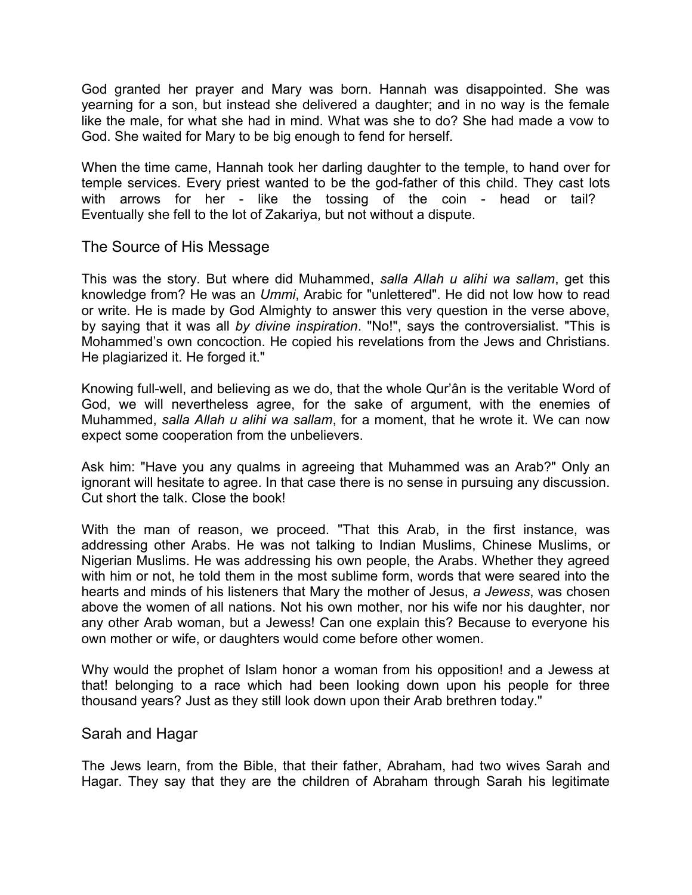God granted her prayer and Mary was born. Hannah was disappointed. She was yearning for a son, but instead she delivered a daughter; and in no way is the female like the male, for what she had in mind. What was she to do? She had made a vow to God. She waited for Mary to be big enough to fend for herself.

When the time came, Hannah took her darling daughter to the temple, to hand over for temple services. Every priest wanted to be the god-father of this child. They cast lots with arrows for her - like the tossing of the coin - head or tail? Eventually she fell to the lot of Zakariya, but not without a dispute.

## The Source of His Message

This was the story. But where did Muhammed, *salla Allah u alihi wa sallam*, get this knowledge from? He was an *Ummi*, Arabic for "unlettered". He did not low how to read or write. He is made by God Almighty to answer this very question in the verse above, by saying that it was all *by divine inspiration*. "No!", says the controversialist. "This is Mohammed's own concoction. He copied his revelations from the Jews and Christians. He plagiarized it. He forged it."

Knowing full-well, and believing as we do, that the whole Qur'ân is the veritable Word of God, we will nevertheless agree, for the sake of argument, with the enemies of Muhammed, *salla Allah u alihi wa sallam*, for a moment, that he wrote it. We can now expect some cooperation from the unbelievers.

Ask him: "Have you any qualms in agreeing that Muhammed was an Arab?" Only an ignorant will hesitate to agree. In that case there is no sense in pursuing any discussion. Cut short the talk. Close the book!

With the man of reason, we proceed. "That this Arab, in the first instance, was addressing other Arabs. He was not talking to Indian Muslims, Chinese Muslims, or Nigerian Muslims. He was addressing his own people, the Arabs. Whether they agreed with him or not, he told them in the most sublime form, words that were seared into the hearts and minds of his listeners that Mary the mother of Jesus, *a Jewess*, was chosen above the women of all nations. Not his own mother, nor his wife nor his daughter, nor any other Arab woman, but a Jewess! Can one explain this? Because to everyone his own mother or wife, or daughters would come before other women.

Why would the prophet of Islam honor a woman from his opposition! and a Jewess at that! belonging to a race which had been looking down upon his people for three thousand years? Just as they still look down upon their Arab brethren today."

## Sarah and Hagar

The Jews learn, from the Bible, that their father, Abraham, had two wives Sarah and Hagar. They say that they are the children of Abraham through Sarah his legitimate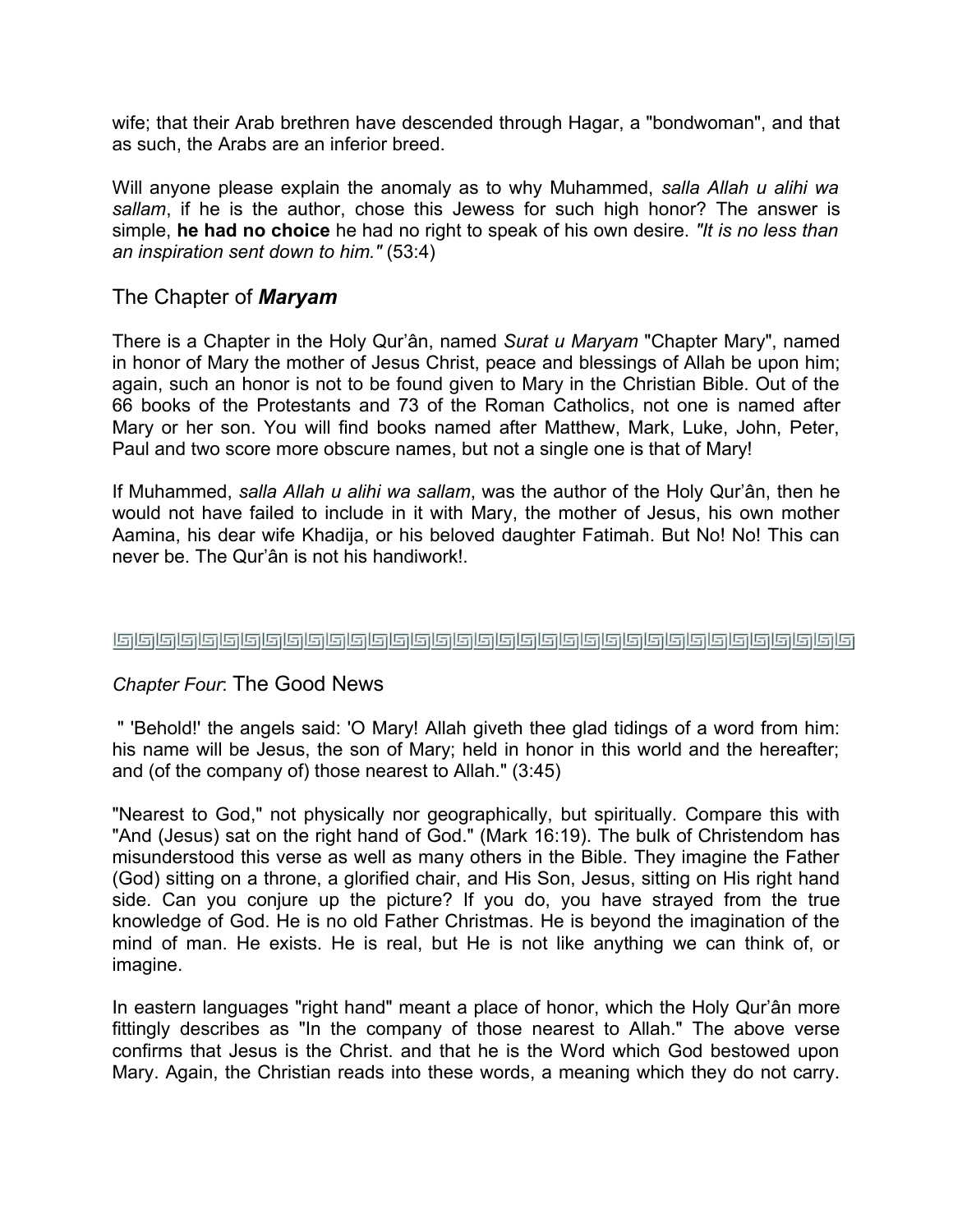wife; that their Arab brethren have descended through Hagar, a "bondwoman", and that as such, the Arabs are an inferior breed.

Will anyone please explain the anomaly as to why Muhammed, *salla Allah u alihi wa sallam*, if he is the author, chose this Jewess for such high honor? The answer is simple, **he had no choice** he had no right to speak of his own desire. *"It is no less than an inspiration sent down to him."* (53:4)

## The Chapter of ***Maryam***

There is a Chapter in the Holy Qur'ân, named *Surat u Maryam* "Chapter Mary", named in honor of Mary the mother of Jesus Christ, peace and blessings of Allah be upon him; again, such an honor is not to be found given to Mary in the Christian Bible. Out of the 66 books of the Protestants and 73 of the Roman Catholics, not one is named after Mary or her son. You will find books named after Matthew, Mark, Luke, John, Peter, Paul and two score more obscure names, but not a single one is that of Mary!

If Muhammed, *salla Allah u alihi wa sallam*, was the author of the Holy Qur'ân, then he would not have failed to include in it with Mary, the mother of Jesus, his own mother Aamina, his dear wife Khadija, or his beloved daughter Fatimah. But No! No! This can never be. The Qur'ân is not his handiwork!.

---

## *Chapter Four*: The Good News

" 'Behold!' the angels said: 'O Mary! Allah giveth thee glad tidings of a word from him: his name will be Jesus, the son of Mary; held in honor in this world and the hereafter; and (of the company of) those nearest to Allah." (3:45)

"Nearest to God," not physically nor geographically, but spiritually. Compare this with "And (Jesus) sat on the right hand of God." (Mark 16:19). The bulk of Christendom has misunderstood this verse as well as many others in the Bible. They imagine the Father (God) sitting on a throne, a glorified chair, and His Son, Jesus, sitting on His right hand side. Can you conjure up the picture? If you do, you have strayed from the true knowledge of God. He is no old Father Christmas. He is beyond the imagination of the mind of man. He exists. He is real, but He is not like anything we can think of, or imagine.

In eastern languages "right hand" meant a place of honor, which the Holy Qur'ân more fittingly describes as "In the company of those nearest to Allah." The above verse confirms that Jesus is the Christ. and that he is the Word which God bestowed upon Mary. Again, the Christian reads into these words, a meaning which they do not carry.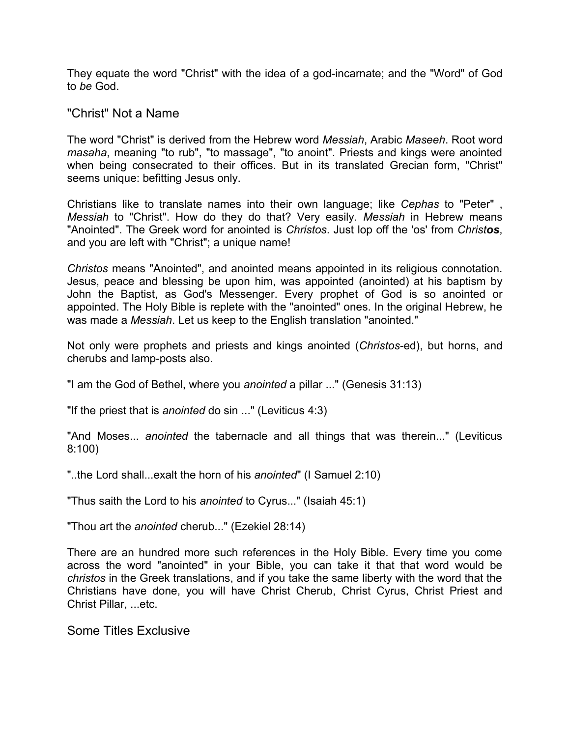They equate the word "Christ" with the idea of a god-incarnate; and the "Word" of God to *be* God.

## "Christ" Not a Name

The word "Christ" is derived from the Hebrew word *Messiah*, Arabic *Maseeh*. Root word *masaha*, meaning "to rub", "to massage", "to anoint". Priests and kings were anointed when being consecrated to their offices. But in its translated Grecian form, "Christ" seems unique: befitting Jesus only.

Christians like to translate names into their own language; like *Cephas* to "Peter" , *Messiah* to "Christ". How do they do that? Very easily. *Messiah* in Hebrew means "Anointed". The Greek word for anointed is *Christos*. Just lop off the 'os' from *Christ**os***, and you are left with "Christ"; a unique name!

*Christos* means "Anointed", and anointed means appointed in its religious connotation. Jesus, peace and blessing be upon him, was appointed (anointed) at his baptism by John the Baptist, as God's Messenger. Every prophet of God is so anointed or appointed. The Holy Bible is replete with the "anointed" ones. In the original Hebrew, he was made a *Messiah*. Let us keep to the English translation "anointed."

Not only were prophets and priests and kings anointed (*Christos*-ed), but horns, and cherubs and lamp-posts also.

"I am the God of Bethel, where you *anointed* a pillar ..." (Genesis 31:13)

"If the priest that is *anointed* do sin ..." (Leviticus 4:3)

"And Moses... *anointed* the tabernacle and all things that was therein..." (Leviticus 8:100)

"..the Lord shall...exalt the horn of his *anointed*" (I Samuel 2:10)

"Thus saith the Lord to his *anointed* to Cyrus..." (Isaiah 45:1)

"Thou art the *anointed* cherub..." (Ezekiel 28:14)

There are an hundred more such references in the Holy Bible. Every time you come across the word "anointed" in your Bible, you can take it that that word would be *christos* in the Greek translations, and if you take the same liberty with the word that the Christians have done, you will have Christ Cherub, Christ Cyrus, Christ Priest and Christ Pillar, ...etc.

## Some Titles Exclusive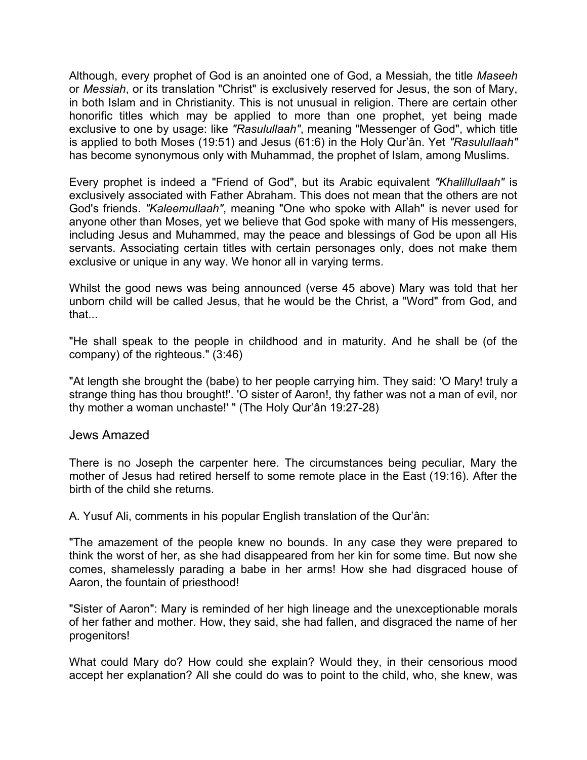Although, every prophet of God is an anointed one of God, a Messiah, the title *Maseeh* or *Messiah*, or its translation "Christ" is exclusively reserved for Jesus, the son of Mary, in both Islam and in Christianity. This is not unusual in religion. There are certain other honorific titles which may be applied to more than one prophet, yet being made exclusive to one by usage: like *"Rasulullaah"*, meaning "Messenger of God", which title is applied to both Moses (19:51) and Jesus (61:6) in the Holy Qur'ân. Yet *"Rasulullaah"* has become synonymous only with Muhammad, the prophet of Islam, among Muslims.

Every prophet is indeed a "Friend of God", but its Arabic equivalent *"Khalillullaah"* is exclusively associated with Father Abraham. This does not mean that the others are not God's friends. *"Kaleemullaah"*, meaning "One who spoke with Allah" is never used for anyone other than Moses, yet we believe that God spoke with many of His messengers, including Jesus and Muhammed, may the peace and blessings of God be upon all His servants. Associating certain titles with certain personages only, does not make them exclusive or unique in any way. We honor all in varying terms.

Whilst the good news was being announced (verse 45 above) Mary was told that her unborn child will be called Jesus, that he would be the Christ, a "Word" from God, and that...

"He shall speak to the people in childhood and in maturity. And he shall be (of the company) of the righteous." (3:46)

"At length she brought the (babe) to her people carrying him. They said: 'O Mary! truly a strange thing has thou brought!'. 'O sister of Aaron!, thy father was not a man of evil, nor thy mother a woman unchaste!' " (The Holy Qur'ân 19:27-28)

## Jews Amazed

There is no Joseph the carpenter here. The circumstances being peculiar, Mary the mother of Jesus had retired herself to some remote place in the East (19:16). After the birth of the child she returns.

A. Yusuf Ali, comments in his popular English translation of the Qur'ân:

"The amazement of the people knew no bounds. In any case they were prepared to think the worst of her, as she had disappeared from her kin for some time. But now she comes, shamelessly parading a babe in her arms! How she had disgraced house of Aaron, the fountain of priesthood!

"Sister of Aaron": Mary is reminded of her high lineage and the unexceptionable morals of her father and mother. How, they said, she had fallen, and disgraced the name of her progenitors!

What could Mary do? How could she explain? Would they, in their censorious mood accept her explanation? All she could do was to point to the child, who, she knew, was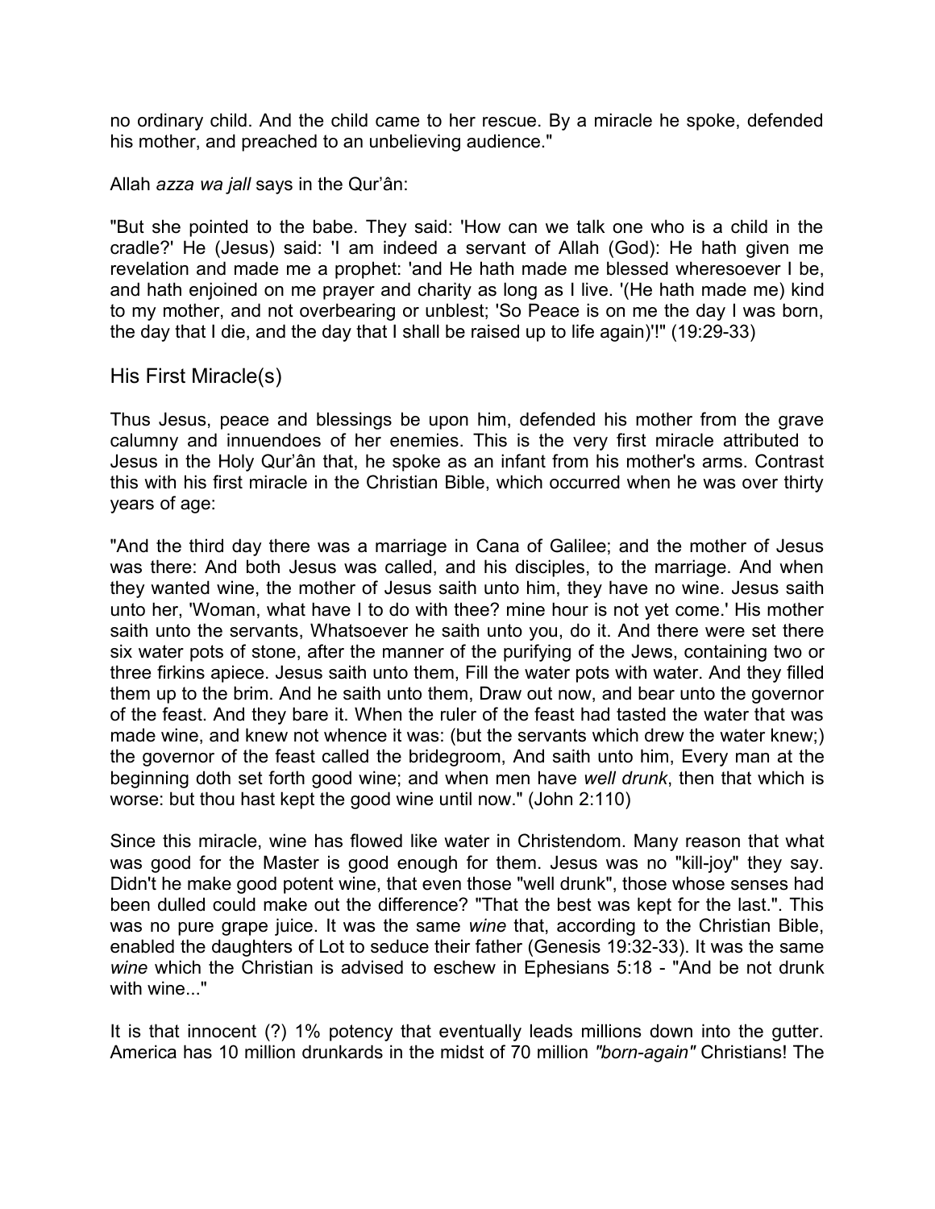no ordinary child. And the child came to her rescue. By a miracle he spoke, defended his mother, and preached to an unbelieving audience."

Allah *azza wa jall* says in the Qur'ân:

"But she pointed to the babe. They said: 'How can we talk one who is a child in the cradle?' He (Jesus) said: 'I am indeed a servant of Allah (God): He hath given me revelation and made me a prophet: 'and He hath made me blessed wheresoever I be, and hath enjoined on me prayer and charity as long as I live. '(He hath made me) kind to my mother, and not overbearing or unblest; 'So Peace is on me the day I was born, the day that I die, and the day that I shall be raised up to life again)'!" (19:29-33)

## His First Miracle(s)

Thus Jesus, peace and blessings be upon him, defended his mother from the grave calumny and innuendoes of her enemies. This is the very first miracle attributed to Jesus in the Holy Qur'ân that, he spoke as an infant from his mother's arms. Contrast this with his first miracle in the Christian Bible, which occurred when he was over thirty years of age:

"And the third day there was a marriage in Cana of Galilee; and the mother of Jesus was there: And both Jesus was called, and his disciples, to the marriage. And when they wanted wine, the mother of Jesus saith unto him, they have no wine. Jesus saith unto her, 'Woman, what have I to do with thee? mine hour is not yet come.' His mother saith unto the servants, Whatsoever he saith unto you, do it. And there were set there six water pots of stone, after the manner of the purifying of the Jews, containing two or three firkins apiece. Jesus saith unto them, Fill the water pots with water. And they filled them up to the brim. And he saith unto them, Draw out now, and bear unto the governor of the feast. And they bare it. When the ruler of the feast had tasted the water that was made wine, and knew not whence it was: (but the servants which drew the water knew;) the governor of the feast called the bridegroom, And saith unto him, Every man at the beginning doth set forth good wine; and when men have *well drunk*, then that which is worse: but thou hast kept the good wine until now." (John 2:110)

Since this miracle, wine has flowed like water in Christendom. Many reason that what was good for the Master is good enough for them. Jesus was no "kill-joy" they say. Didn't he make good potent wine, that even those "well drunk", those whose senses had been dulled could make out the difference? "That the best was kept for the last.". This was no pure grape juice. It was the same *wine* that, according to the Christian Bible, enabled the daughters of Lot to seduce their father (Genesis 19:32-33). It was the same *wine* which the Christian is advised to eschew in Ephesians 5:18 - "And be not drunk with wine..."

It is that innocent (?) 1% potency that eventually leads millions down into the gutter. America has 10 million drunkards in the midst of 70 million *"born-again"* Christians! The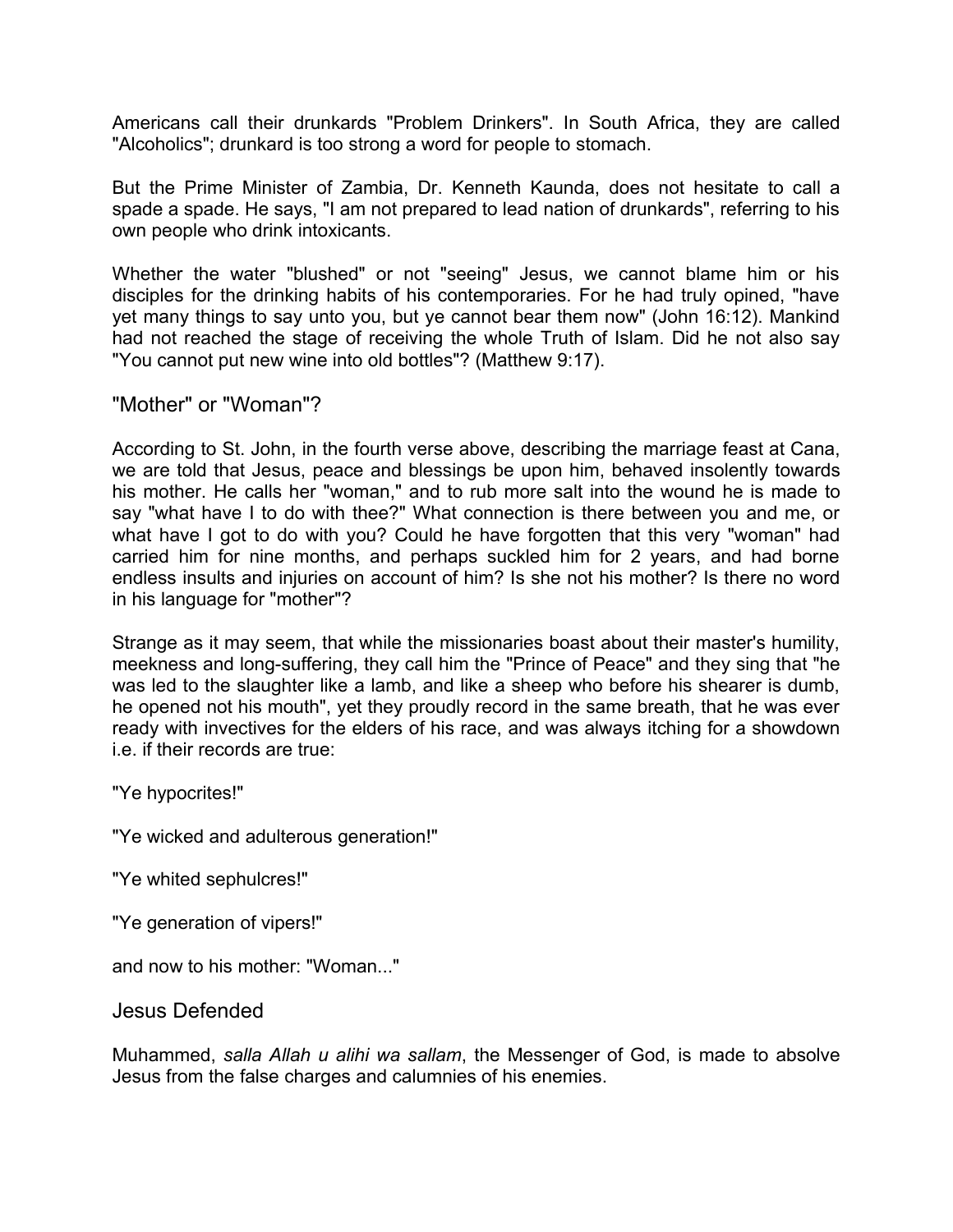Americans call their drunkards "Problem Drinkers". In South Africa, they are called "Alcoholics"; drunkard is too strong a word for people to stomach.

But the Prime Minister of Zambia, Dr. Kenneth Kaunda, does not hesitate to call a spade a spade. He says, "I am not prepared to lead nation of drunkards", referring to his own people who drink intoxicants.

Whether the water "blushed" or not "seeing" Jesus, we cannot blame him or his disciples for the drinking habits of his contemporaries. For he had truly opined, "have yet many things to say unto you, but ye cannot bear them now" (John 16:12). Mankind had not reached the stage of receiving the whole Truth of Islam. Did he not also say "You cannot put new wine into old bottles"? (Matthew 9:17).

## "Mother" or "Woman"?

According to St. John, in the fourth verse above, describing the marriage feast at Cana, we are told that Jesus, peace and blessings be upon him, behaved insolently towards his mother. He calls her "woman," and to rub more salt into the wound he is made to say "what have I to do with thee?" What connection is there between you and me, or what have I got to do with you? Could he have forgotten that this very "woman" had carried him for nine months, and perhaps suckled him for 2 years, and had borne endless insults and injuries on account of him? Is she not his mother? Is there no word in his language for "mother"?

Strange as it may seem, that while the missionaries boast about their master's humility, meekness and long-suffering, they call him the "Prince of Peace" and they sing that "he was led to the slaughter like a lamb, and like a sheep who before his shearer is dumb, he opened not his mouth", yet they proudly record in the same breath, that he was ever ready with invectives for the elders of his race, and was always itching for a showdown i.e. if their records are true:

"Ye hypocrites!"

"Ye wicked and adulterous generation!"

"Ye whited sephulcres!"

"Ye generation of vipers!"

and now to his mother: "Woman..."

## Jesus Defended

Muhammed, *salla Allah u alihi wa sallam*, the Messenger of God, is made to absolve Jesus from the false charges and calumnies of his enemies.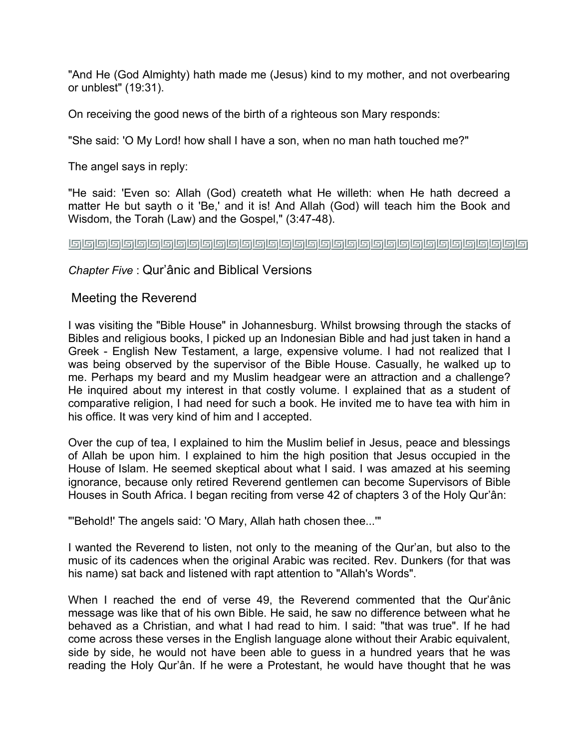"And He (God Almighty) hath made me (Jesus) kind to my mother, and not overbearing or unblest" (19:31).

On receiving the good news of the birth of a righteous son Mary responds:

"She said: 'O My Lord! how shall I have a son, when no man hath touched me?"

The angel says in reply:

"He said: 'Even so: Allah (God) createth what He willeth: when He hath decreed a matter He but sayth o it 'Be,' and it is! And Allah (God) will teach him the Book and Wisdom, the Torah (Law) and the Gospel," (3:47-48).

---

*Chapter Five* : Qur'ânic and Biblical Versions

## Meeting the Reverend

I was visiting the "Bible House" in Johannesburg. Whilst browsing through the stacks of Bibles and religious books, I picked up an Indonesian Bible and had just taken in hand a Greek - English New Testament, a large, expensive volume. I had not realized that I was being observed by the supervisor of the Bible House. Casually, he walked up to me. Perhaps my beard and my Muslim headgear were an attraction and a challenge? He inquired about my interest in that costly volume. I explained that as a student of comparative religion, I had need for such a book. He invited me to have tea with him in his office. It was very kind of him and I accepted.

Over the cup of tea, I explained to him the Muslim belief in Jesus, peace and blessings of Allah be upon him. I explained to him the high position that Jesus occupied in the House of Islam. He seemed skeptical about what I said. I was amazed at his seeming ignorance, because only retired Reverend gentlemen can become Supervisors of Bible Houses in South Africa. I began reciting from verse 42 of chapters 3 of the Holy Qur'ân:

"'Behold!' The angels said: 'O Mary, Allah hath chosen thee...'"

I wanted the Reverend to listen, not only to the meaning of the Qur'an, but also to the music of its cadences when the original Arabic was recited. Rev. Dunkers (for that was his name) sat back and listened with rapt attention to "Allah's Words".

When I reached the end of verse 49, the Reverend commented that the Qur'ânic message was like that of his own Bible. He said, he saw no difference between what he behaved as a Christian, and what I had read to him. I said: "that was true". If he had come across these verses in the English language alone without their Arabic equivalent, side by side, he would not have been able to guess in a hundred years that he was reading the Holy Qur'ân. If he were a Protestant, he would have thought that he was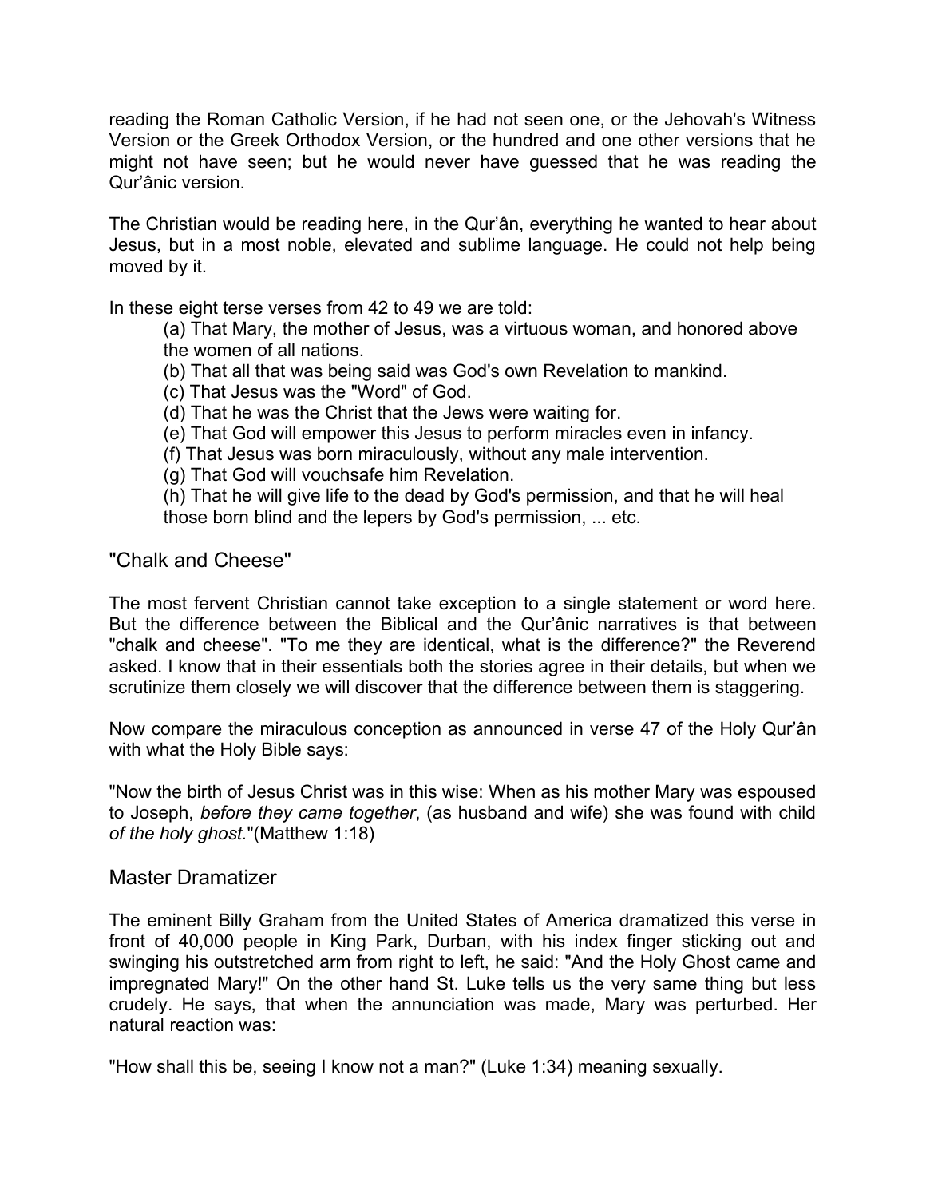reading the Roman Catholic Version, if he had not seen one, or the Jehovah's Witness Version or the Greek Orthodox Version, or the hundred and one other versions that he might not have seen; but he would never have guessed that he was reading the Qur'ânic version.

The Christian would be reading here, in the Qur'ân, everything he wanted to hear about Jesus, but in a most noble, elevated and sublime language. He could not help being moved by it.

In these eight terse verses from 42 to 49 we are told:

(a) That Mary, the mother of Jesus, was a virtuous woman, and honored above the women of all nations.
(b) That all that was being said was God's own Revelation to mankind.
(c) That Jesus was the "Word" of God.
(d) That he was the Christ that the Jews were waiting for.
(e) That God will empower this Jesus to perform miracles even in infancy.
(f) That Jesus was born miraculously, without any male intervention.
(g) That God will vouchsafe him Revelation.
(h) That he will give life to the dead by God's permission, and that he will heal those born blind and the lepers by God's permission, ... etc.

## "Chalk and Cheese"

The most fervent Christian cannot take exception to a single statement or word here. But the difference between the Biblical and the Qur'ânic narratives is that between "chalk and cheese". "To me they are identical, what is the difference?" the Reverend asked. I know that in their essentials both the stories agree in their details, but when we scrutinize them closely we will discover that the difference between them is staggering.

Now compare the miraculous conception as announced in verse 47 of the Holy Qur'ân with what the Holy Bible says:

"Now the birth of Jesus Christ was in this wise: When as his mother Mary was espoused to Joseph, *before they came together*, (as husband and wife) she was found with child *of the holy ghost.*"(Matthew 1:18)

## Master Dramatizer

The eminent Billy Graham from the United States of America dramatized this verse in front of 40,000 people in King Park, Durban, with his index finger sticking out and swinging his outstretched arm from right to left, he said: "And the Holy Ghost came and impregnated Mary!" On the other hand St. Luke tells us the very same thing but less crudely. He says, that when the annunciation was made, Mary was perturbed. Her natural reaction was:

"How shall this be, seeing I know not a man?" (Luke 1:34) meaning sexually.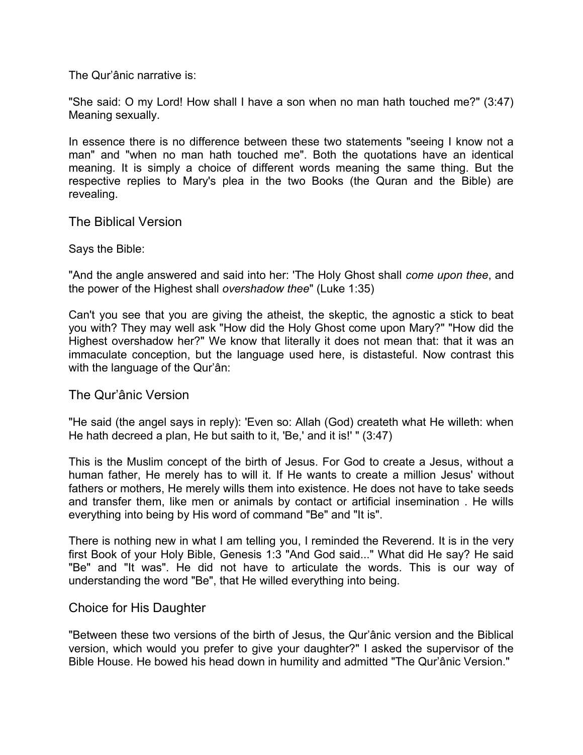The Qur'ânic narrative is:

"She said: O my Lord! How shall I have a son when no man hath touched me?" (3:47) Meaning sexually.

In essence there is no difference between these two statements "seeing I know not a man" and "when no man hath touched me". Both the quotations have an identical meaning. It is simply a choice of different words meaning the same thing. But the respective replies to Mary's plea in the two Books (the Quran and the Bible) are revealing.

## The Biblical Version

Says the Bible:

"And the angle answered and said into her: 'The Holy Ghost shall *come upon thee*, and the power of the Highest shall *overshadow thee*" (Luke 1:35)

Can't you see that you are giving the atheist, the skeptic, the agnostic a stick to beat you with? They may well ask "How did the Holy Ghost come upon Mary?" "How did the Highest overshadow her?" We know that literally it does not mean that: that it was an immaculate conception, but the language used here, is distasteful. Now contrast this with the language of the Qur'ân:

## The Qur'ânic Version

"He said (the angel says in reply): 'Even so: Allah (God) createth what He willeth: when He hath decreed a plan, He but saith to it, 'Be,' and it is!' " (3:47)

This is the Muslim concept of the birth of Jesus. For God to create a Jesus, without a human father, He merely has to will it. If He wants to create a million Jesus' without fathers or mothers, He merely wills them into existence. He does not have to take seeds and transfer them, like men or animals by contact or artificial insemination . He wills everything into being by His word of command "Be" and "It is".

There is nothing new in what I am telling you, I reminded the Reverend. It is in the very first Book of your Holy Bible, Genesis 1:3 "And God said..." What did He say? He said "Be" and "It was". He did not have to articulate the words. This is our way of understanding the word "Be", that He willed everything into being.

## Choice for His Daughter

"Between these two versions of the birth of Jesus, the Qur'ânic version and the Biblical version, which would you prefer to give your daughter?" I asked the supervisor of the Bible House. He bowed his head down in humility and admitted "The Qur'ânic Version."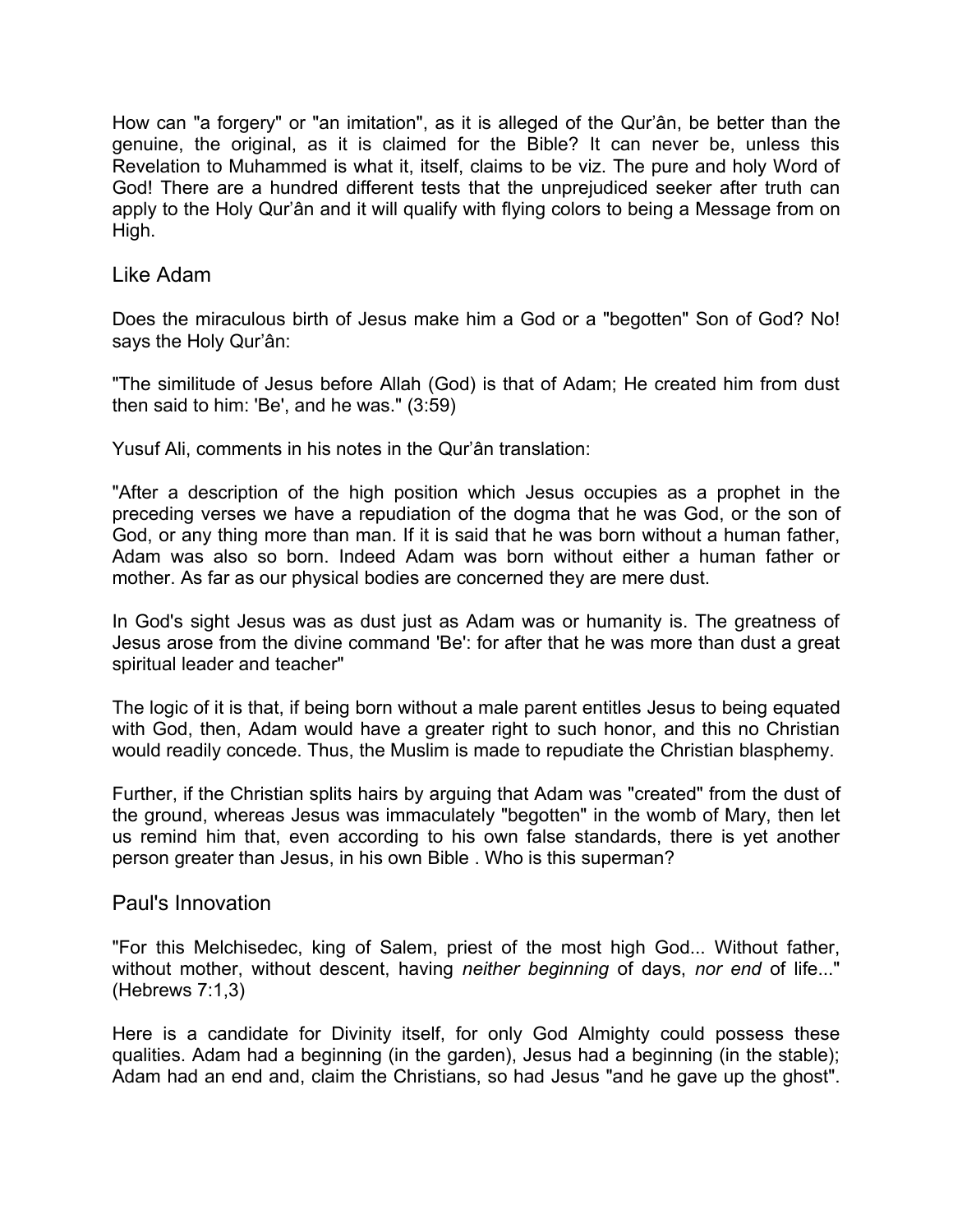How can "a forgery" or "an imitation", as it is alleged of the Qur'ân, be better than the genuine, the original, as it is claimed for the Bible? It can never be, unless this Revelation to Muhammed is what it, itself, claims to be viz. The pure and holy Word of God! There are a hundred different tests that the unprejudiced seeker after truth can apply to the Holy Qur'ân and it will qualify with flying colors to being a Message from on High.

## Like Adam

Does the miraculous birth of Jesus make him a God or a "begotten" Son of God? No! says the Holy Qur'ân:

"The similitude of Jesus before Allah (God) is that of Adam; He created him from dust then said to him: 'Be', and he was." (3:59)

Yusuf Ali, comments in his notes in the Qur'ân translation:

"After a description of the high position which Jesus occupies as a prophet in the preceding verses we have a repudiation of the dogma that he was God, or the son of God, or any thing more than man. If it is said that he was born without a human father, Adam was also so born. Indeed Adam was born without either a human father or mother. As far as our physical bodies are concerned they are mere dust.

In God's sight Jesus was as dust just as Adam was or humanity is. The greatness of Jesus arose from the divine command 'Be': for after that he was more than dust a great spiritual leader and teacher"

The logic of it is that, if being born without a male parent entitles Jesus to being equated with God, then, Adam would have a greater right to such honor, and this no Christian would readily concede. Thus, the Muslim is made to repudiate the Christian blasphemy.

Further, if the Christian splits hairs by arguing that Adam was "created" from the dust of the ground, whereas Jesus was immaculately "begotten" in the womb of Mary, then let us remind him that, even according to his own false standards, there is yet another person greater than Jesus, in his own Bible . Who is this superman?

## Paul's Innovation

"For this Melchisedec, king of Salem, priest of the most high God... Without father, without mother, without descent, having *neither beginning* of days, *nor end* of life..." (Hebrews 7:1,3)

Here is a candidate for Divinity itself, for only God Almighty could possess these qualities. Adam had a beginning (in the garden), Jesus had a beginning (in the stable); Adam had an end and, claim the Christians, so had Jesus "and he gave up the ghost".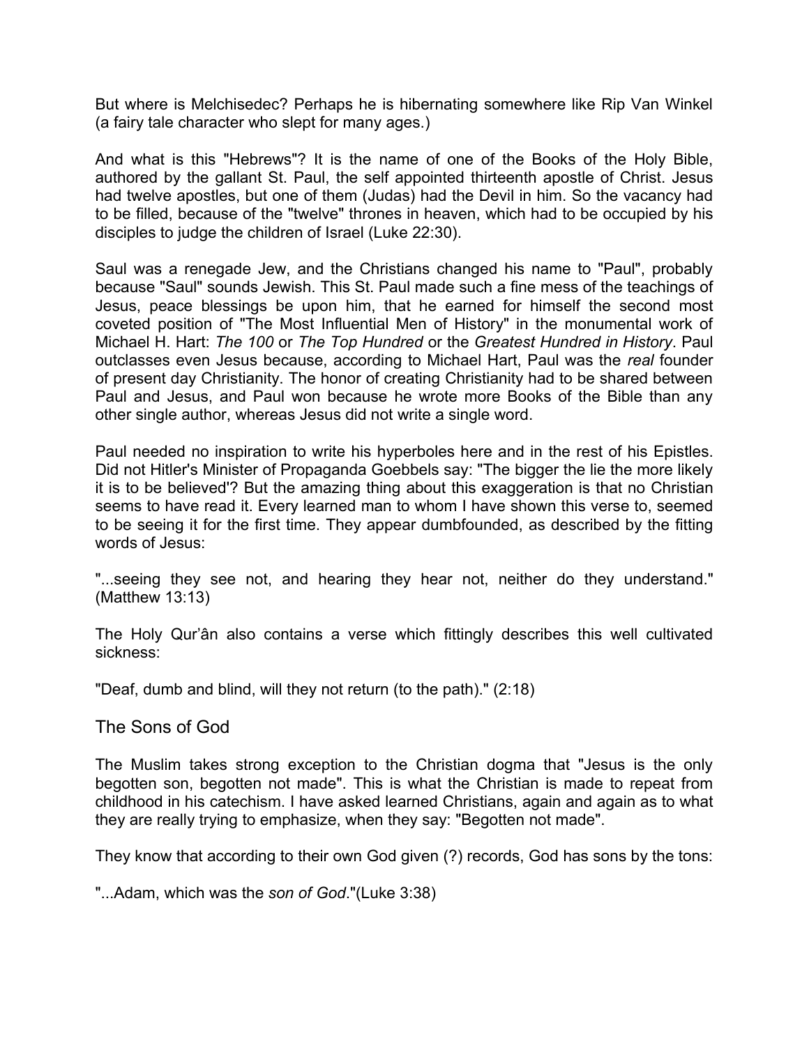But where is Melchisedec? Perhaps he is hibernating somewhere like Rip Van Winkel (a fairy tale character who slept for many ages.)

And what is this "Hebrews"? It is the name of one of the Books of the Holy Bible, authored by the gallant St. Paul, the self appointed thirteenth apostle of Christ. Jesus had twelve apostles, but one of them (Judas) had the Devil in him. So the vacancy had to be filled, because of the "twelve" thrones in heaven, which had to be occupied by his disciples to judge the children of Israel (Luke 22:30).

Saul was a renegade Jew, and the Christians changed his name to "Paul", probably because "Saul" sounds Jewish. This St. Paul made such a fine mess of the teachings of Jesus, peace blessings be upon him, that he earned for himself the second most coveted position of "The Most Influential Men of History" in the monumental work of Michael H. Hart: *The 100* or *The Top Hundred* or the *Greatest Hundred in History*. Paul outclasses even Jesus because, according to Michael Hart, Paul was the *real* founder of present day Christianity. The honor of creating Christianity had to be shared between Paul and Jesus, and Paul won because he wrote more Books of the Bible than any other single author, whereas Jesus did not write a single word.

Paul needed no inspiration to write his hyperboles here and in the rest of his Epistles. Did not Hitler's Minister of Propaganda Goebbels say: "The bigger the lie the more likely it is to be believed'? But the amazing thing about this exaggeration is that no Christian seems to have read it. Every learned man to whom I have shown this verse to, seemed to be seeing it for the first time. They appear dumbfounded, as described by the fitting words of Jesus:

"...seeing they see not, and hearing they hear not, neither do they understand." (Matthew 13:13)

The Holy Qur'ân also contains a verse which fittingly describes this well cultivated sickness:

"Deaf, dumb and blind, will they not return (to the path)." (2:18)

## The Sons of God

The Muslim takes strong exception to the Christian dogma that "Jesus is the only begotten son, begotten not made". This is what the Christian is made to repeat from childhood in his catechism. I have asked learned Christians, again and again as to what they are really trying to emphasize, when they say: "Begotten not made".

They know that according to their own God given (?) records, God has sons by the tons:

"...Adam, which was the *son of God*."(Luke 3:38)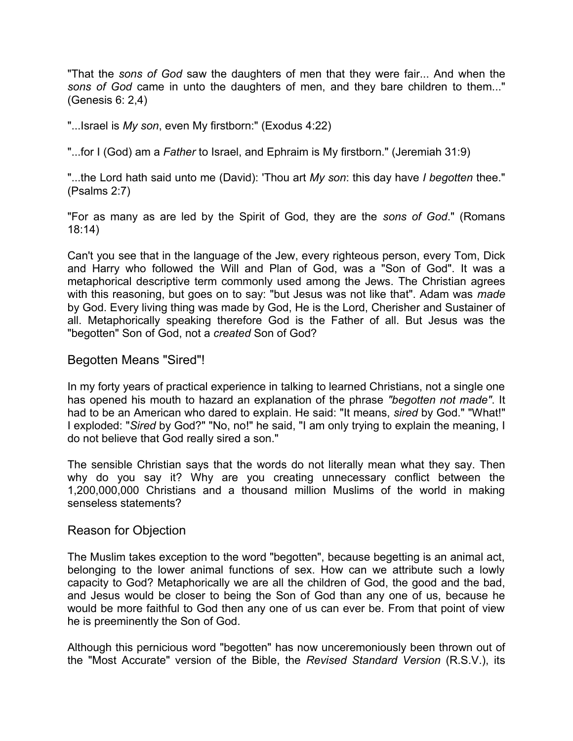"That the *sons of God* saw the daughters of men that they were fair... And when the *sons of God* came in unto the daughters of men, and they bare children to them..." (Genesis 6: 2,4)

"...Israel is *My son*, even My firstborn:" (Exodus 4:22)

"...for I (God) am a *Father* to Israel, and Ephraim is My firstborn." (Jeremiah 31:9)

"...the Lord hath said unto me (David): 'Thou art *My son*: this day have *I begotten* thee." (Psalms 2:7)

"For as many as are led by the Spirit of God, they are the *sons of God*." (Romans 18:14)

Can't you see that in the language of the Jew, every righteous person, every Tom, Dick and Harry who followed the Will and Plan of God, was a "Son of God". It was a metaphorical descriptive term commonly used among the Jews. The Christian agrees with this reasoning, but goes on to say: "but Jesus was not like that". Adam was *made* by God. Every living thing was made by God, He is the Lord, Cherisher and Sustainer of all. Metaphorically speaking therefore God is the Father of all. But Jesus was the "begotten" Son of God, not a *created* Son of God?

## Begotten Means "Sired"!

In my forty years of practical experience in talking to learned Christians, not a single one has opened his mouth to hazard an explanation of the phrase *"begotten not made"*. It had to be an American who dared to explain. He said: "It means, *sired* by God." "What!" I exploded: "*Sired* by God?" "No, no!" he said, "I am only trying to explain the meaning, I do not believe that God really sired a son."

The sensible Christian says that the words do not literally mean what they say. Then why do you say it? Why are you creating unnecessary conflict between the 1,200,000,000 Christians and a thousand million Muslims of the world in making senseless statements?

## Reason for Objection

The Muslim takes exception to the word "begotten", because begetting is an animal act, belonging to the lower animal functions of sex. How can we attribute such a lowly capacity to God? Metaphorically we are all the children of God, the good and the bad, and Jesus would be closer to being the Son of God than any one of us, because he would be more faithful to God then any one of us can ever be. From that point of view he is preeminently the Son of God.

Although this pernicious word "begotten" has now unceremoniously been thrown out of the "Most Accurate" version of the Bible, the *Revised Standard Version* (R.S.V.), its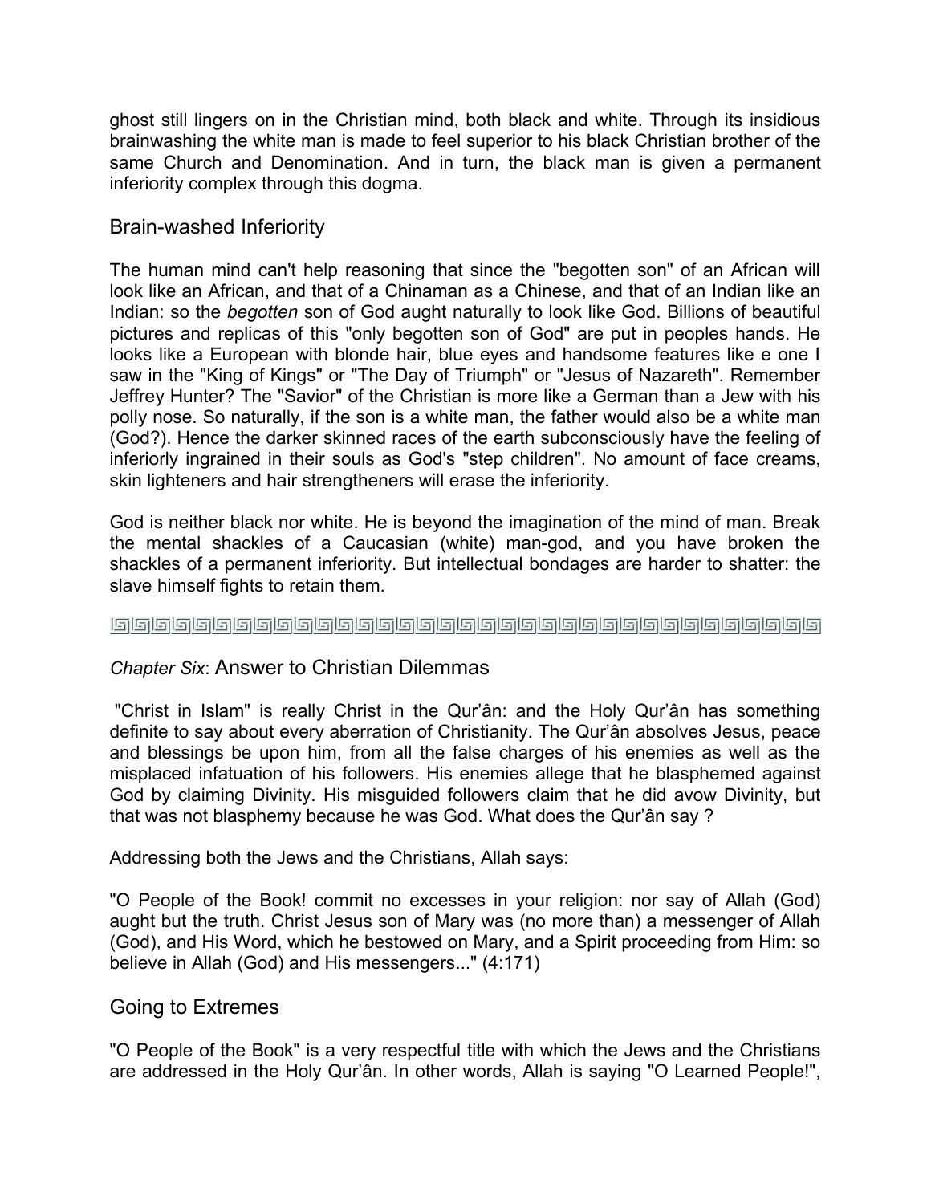ghost still lingers on in the Christian mind, both black and white. Through its insidious brainwashing the white man is made to feel superior to his black Christian brother of the same Church and Denomination. And in turn, the black man is given a permanent inferiority complex through this dogma.

## Brain-washed Inferiority

The human mind can't help reasoning that since the "begotten son" of an African will look like an African, and that of a Chinaman as a Chinese, and that of an Indian like an Indian: so the *begotten* son of God aught naturally to look like God. Billions of beautiful pictures and replicas of this "only begotten son of God" are put in peoples hands. He looks like a European with blonde hair, blue eyes and handsome features like e one I saw in the "King of Kings" or "The Day of Triumph" or "Jesus of Nazareth". Remember Jeffrey Hunter? The "Savior" of the Christian is more like a German than a Jew with his polly nose. So naturally, if the son is a white man, the father would also be a white man (God?). Hence the darker skinned races of the earth subconsciously have the feeling of inferiorly ingrained in their souls as God's "step children". No amount of face creams, skin lighteners and hair strengtheners will erase the inferiority.

God is neither black nor white. He is beyond the imagination of the mind of man. Break the mental shackles of a Caucasian (white) man-god, and you have broken the shackles of a permanent inferiority. But intellectual bondages are harder to shatter: the slave himself fights to retain them.

---

## *Chapter Six*: Answer to Christian Dilemmas

"Christ in Islam" is really Christ in the Qur'ân: and the Holy Qur'ân has something definite to say about every aberration of Christianity. The Qur'ân absolves Jesus, peace and blessings be upon him, from all the false charges of his enemies as well as the misplaced infatuation of his followers. His enemies allege that he blasphemed against God by claiming Divinity. His misguided followers claim that he did avow Divinity, but that was not blasphemy because he was God. What does the Qur'ân say ?

Addressing both the Jews and the Christians, Allah says:

"O People of the Book! commit no excesses in your religion: nor say of Allah (God) aught but the truth. Christ Jesus son of Mary was (no more than) a messenger of Allah (God), and His Word, which he bestowed on Mary, and a Spirit proceeding from Him: so believe in Allah (God) and His messengers..." (4:171)

## Going to Extremes

"O People of the Book" is a very respectful title with which the Jews and the Christians are addressed in the Holy Qur'ân. In other words, Allah is saying "O Learned People!",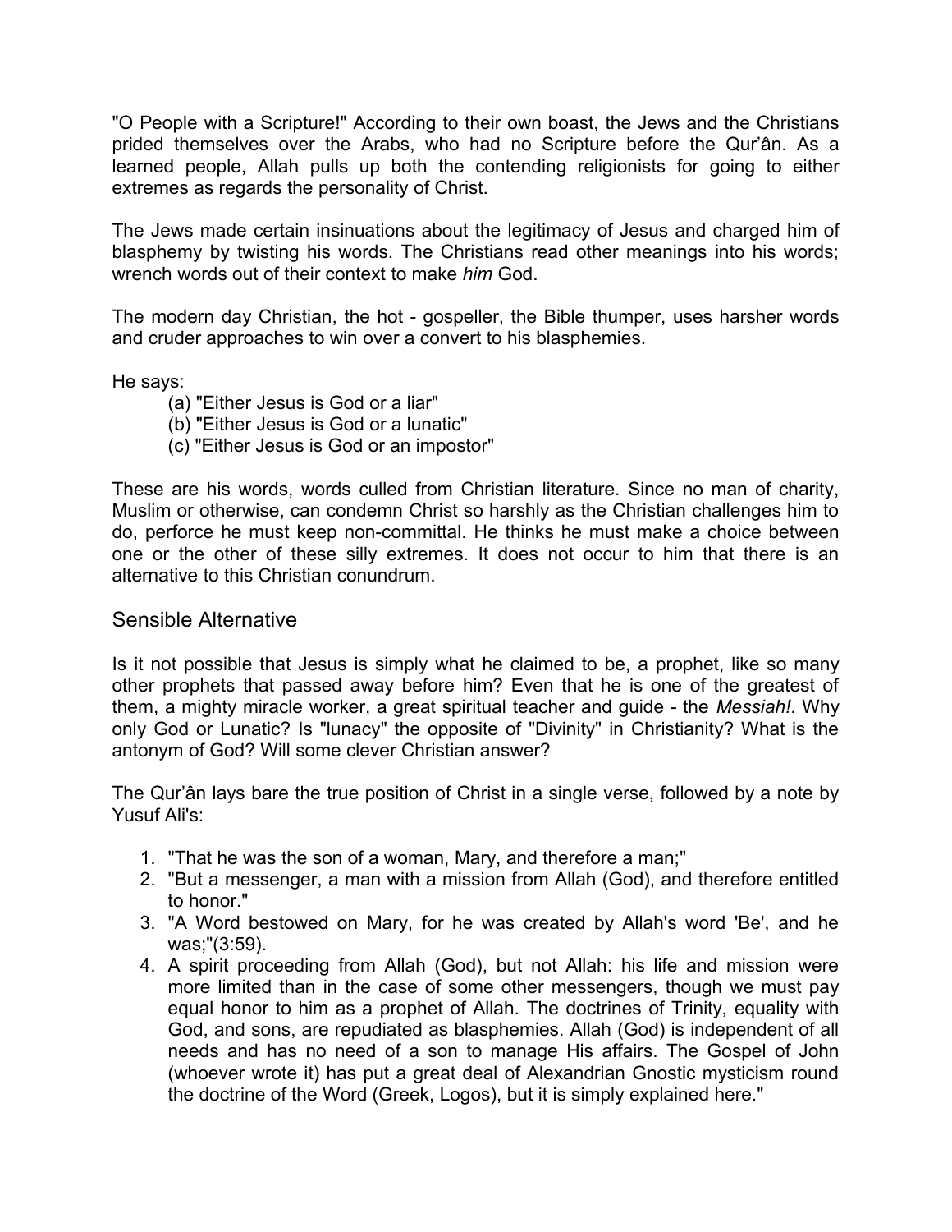"O People with a Scripture!" According to their own boast, the Jews and the Christians prided themselves over the Arabs, who had no Scripture before the Qur'ân. As a learned people, Allah pulls up both the contending religionists for going to either extremes as regards the personality of Christ.

The Jews made certain insinuations about the legitimacy of Jesus and charged him of blasphemy by twisting his words. The Christians read other meanings into his words; wrench words out of their context to make *him* God.

The modern day Christian, the hot - gospeller, the Bible thumper, uses harsher words and cruder approaches to win over a convert to his blasphemies.

He says:

(a) "Either Jesus is God or a liar"
(b) "Either Jesus is God or a lunatic"
(c) "Either Jesus is God or an impostor"

These are his words, words culled from Christian literature. Since no man of charity, Muslim or otherwise, can condemn Christ so harshly as the Christian challenges him to do, perforce he must keep non-committal. He thinks he must make a choice between one or the other of these silly extremes. It does not occur to him that there is an alternative to this Christian conundrum.

## Sensible Alternative

Is it not possible that Jesus is simply what he claimed to be, a prophet, like so many other prophets that passed away before him? Even that he is one of the greatest of them, a mighty miracle worker, a great spiritual teacher and guide - the *Messiah!*. Why only God or Lunatic? Is "lunacy" the opposite of "Divinity" in Christianity? What is the antonym of God? Will some clever Christian answer?

The Qur'ân lays bare the true position of Christ in a single verse, followed by a note by Yusuf Ali's:

1. "That he was the son of a woman, Mary, and therefore a man;"
2. "But a messenger, a man with a mission from Allah (God), and therefore entitled to honor."
3. "A Word bestowed on Mary, for he was created by Allah's word 'Be', and he was;"(3:59).
4. A spirit proceeding from Allah (God), but not Allah: his life and mission were more limited than in the case of some other messengers, though we must pay equal honor to him as a prophet of Allah. The doctrines of Trinity, equality with God, and sons, are repudiated as blasphemies. Allah (God) is independent of all needs and has no need of a son to manage His affairs. The Gospel of John (whoever wrote it) has put a great deal of Alexandrian Gnostic mysticism round the doctrine of the Word (Greek, Logos), but it is simply explained here."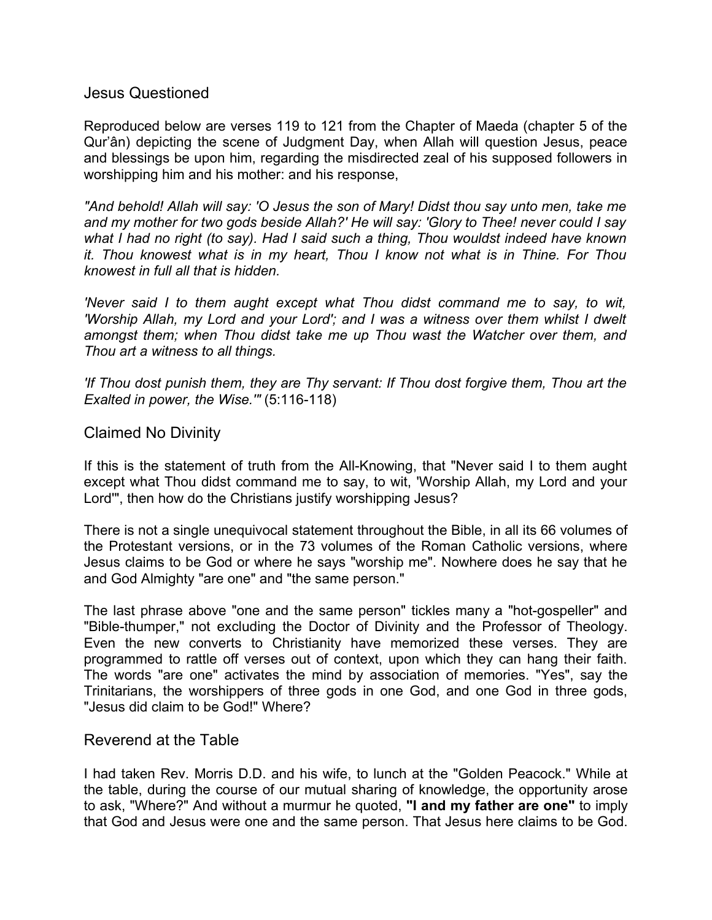## Jesus Questioned

Reproduced below are verses 119 to 121 from the Chapter of Maeda (chapter 5 of the Qur'ân) depicting the scene of Judgment Day, when Allah will question Jesus, peace and blessings be upon him, regarding the misdirected zeal of his supposed followers in worshipping him and his mother: and his response,

*"And behold! Allah will say: 'O Jesus the son of Mary! Didst thou say unto men, take me and my mother for two gods beside Allah?' He will say: 'Glory to Thee! never could I say what I had no right (to say). Had I said such a thing, Thou wouldst indeed have known it. Thou knowest what is in my heart, Thou I know not what is in Thine. For Thou knowest in full all that is hidden.*

*'Never said I to them aught except what Thou didst command me to say, to wit, 'Worship Allah, my Lord and your Lord'; and I was a witness over them whilst I dwelt amongst them; when Thou didst take me up Thou wast the Watcher over them, and Thou art a witness to all things.*

*'If Thou dost punish them, they are Thy servant: If Thou dost forgive them, Thou art the Exalted in power, the Wise.'"* (5:116-118)

## Claimed No Divinity

If this is the statement of truth from the All-Knowing, that "Never said I to them aught except what Thou didst command me to say, to wit, 'Worship Allah, my Lord and your Lord'", then how do the Christians justify worshipping Jesus?

There is not a single unequivocal statement throughout the Bible, in all its 66 volumes of the Protestant versions, or in the 73 volumes of the Roman Catholic versions, where Jesus claims to be God or where he says "worship me". Nowhere does he say that he and God Almighty "are one" and "the same person."

The last phrase above "one and the same person" tickles many a "hot-gospeller" and "Bible-thumper," not excluding the Doctor of Divinity and the Professor of Theology. Even the new converts to Christianity have memorized these verses. They are programmed to rattle off verses out of context, upon which they can hang their faith. The words "are one" activates the mind by association of memories. "Yes", say the Trinitarians, the worshippers of three gods in one God, and one God in three gods, "Jesus did claim to be God!" Where?

## Reverend at the Table

I had taken Rev. Morris D.D. and his wife, to lunch at the "Golden Peacock." While at the table, during the course of our mutual sharing of knowledge, the opportunity arose to ask, "Where?" And without a murmur he quoted, **"I and my father are one"** to imply that God and Jesus were one and the same person. That Jesus here claims to be God.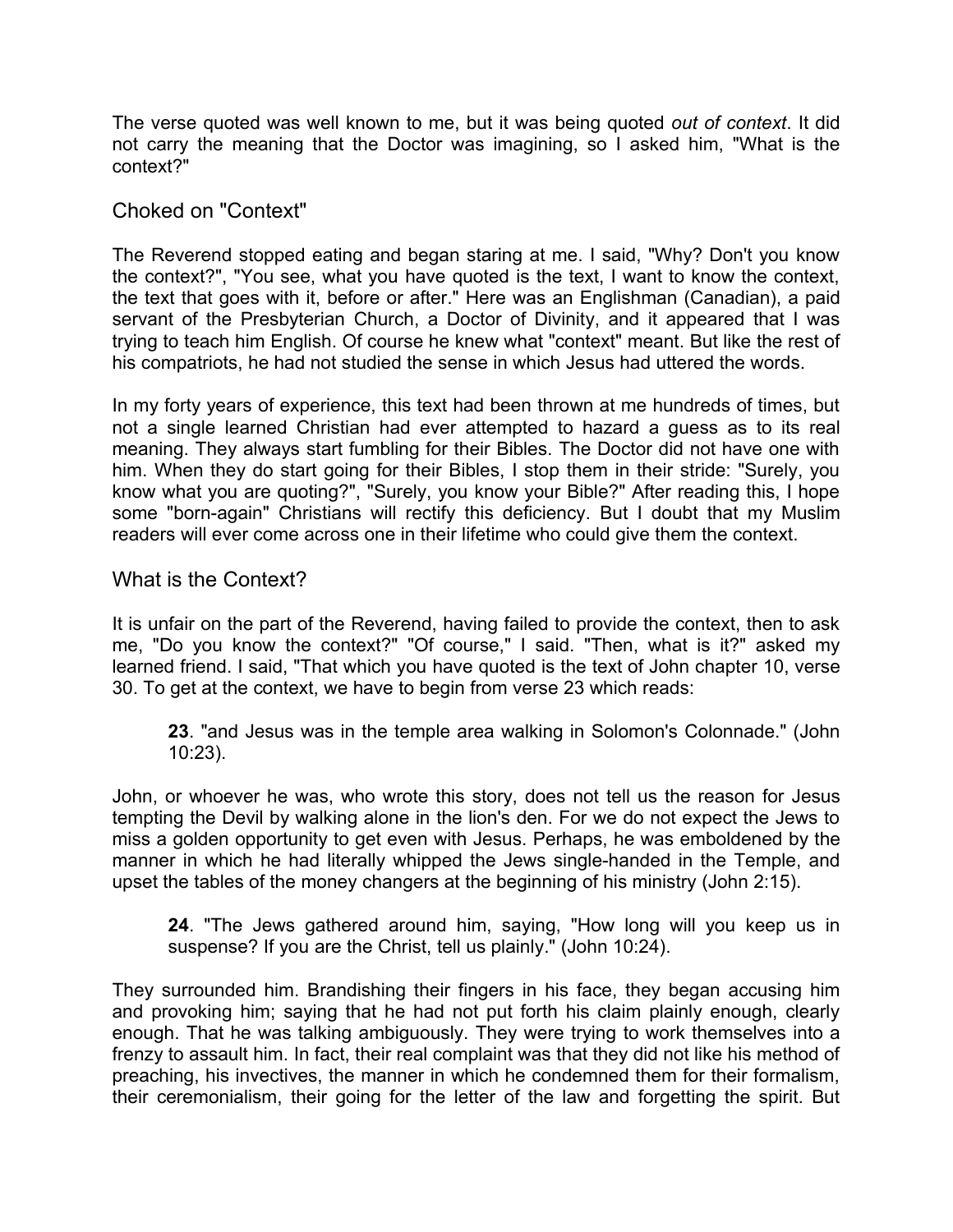The verse quoted was well known to me, but it was being quoted *out of context*. It did not carry the meaning that the Doctor was imagining, so I asked him, "What is the context?"

## Choked on "Context"

The Reverend stopped eating and began staring at me. I said, "Why? Don't you know the context?", "You see, what you have quoted is the text, I want to know the context, the text that goes with it, before or after." Here was an Englishman (Canadian), a paid servant of the Presbyterian Church, a Doctor of Divinity, and it appeared that I was trying to teach him English. Of course he knew what "context" meant. But like the rest of his compatriots, he had not studied the sense in which Jesus had uttered the words.

In my forty years of experience, this text had been thrown at me hundreds of times, but not a single learned Christian had ever attempted to hazard a guess as to its real meaning. They always start fumbling for their Bibles. The Doctor did not have one with him. When they do start going for their Bibles, I stop them in their stride: "Surely, you know what you are quoting?", "Surely, you know your Bible?" After reading this, I hope some "born-again" Christians will rectify this deficiency. But I doubt that my Muslim readers will ever come across one in their lifetime who could give them the context.

## What is the Context?

It is unfair on the part of the Reverend, having failed to provide the context, then to ask me, "Do you know the context?" "Of course," I said. "Then, what is it?" asked my learned friend. I said, "That which you have quoted is the text of John chapter 10, verse 30. To get at the context, we have to begin from verse 23 which reads:

> **23**. "and Jesus was in the temple area walking in Solomon's Colonnade." (John 10:23).

John, or whoever he was, who wrote this story, does not tell us the reason for Jesus tempting the Devil by walking alone in the lion's den. For we do not expect the Jews to miss a golden opportunity to get even with Jesus. Perhaps, he was emboldened by the manner in which he had literally whipped the Jews single-handed in the Temple, and upset the tables of the money changers at the beginning of his ministry (John 2:15).

> **24**. "The Jews gathered around him, saying, "How long will you keep us in suspense? If you are the Christ, tell us plainly." (John 10:24).

They surrounded him. Brandishing their fingers in his face, they began accusing him and provoking him; saying that he had not put forth his claim plainly enough, clearly enough. That he was talking ambiguously. They were trying to work themselves into a frenzy to assault him. In fact, their real complaint was that they did not like his method of preaching, his invectives, the manner in which he condemned them for their formalism, their ceremonialism, their going for the letter of the law and forgetting the spirit. But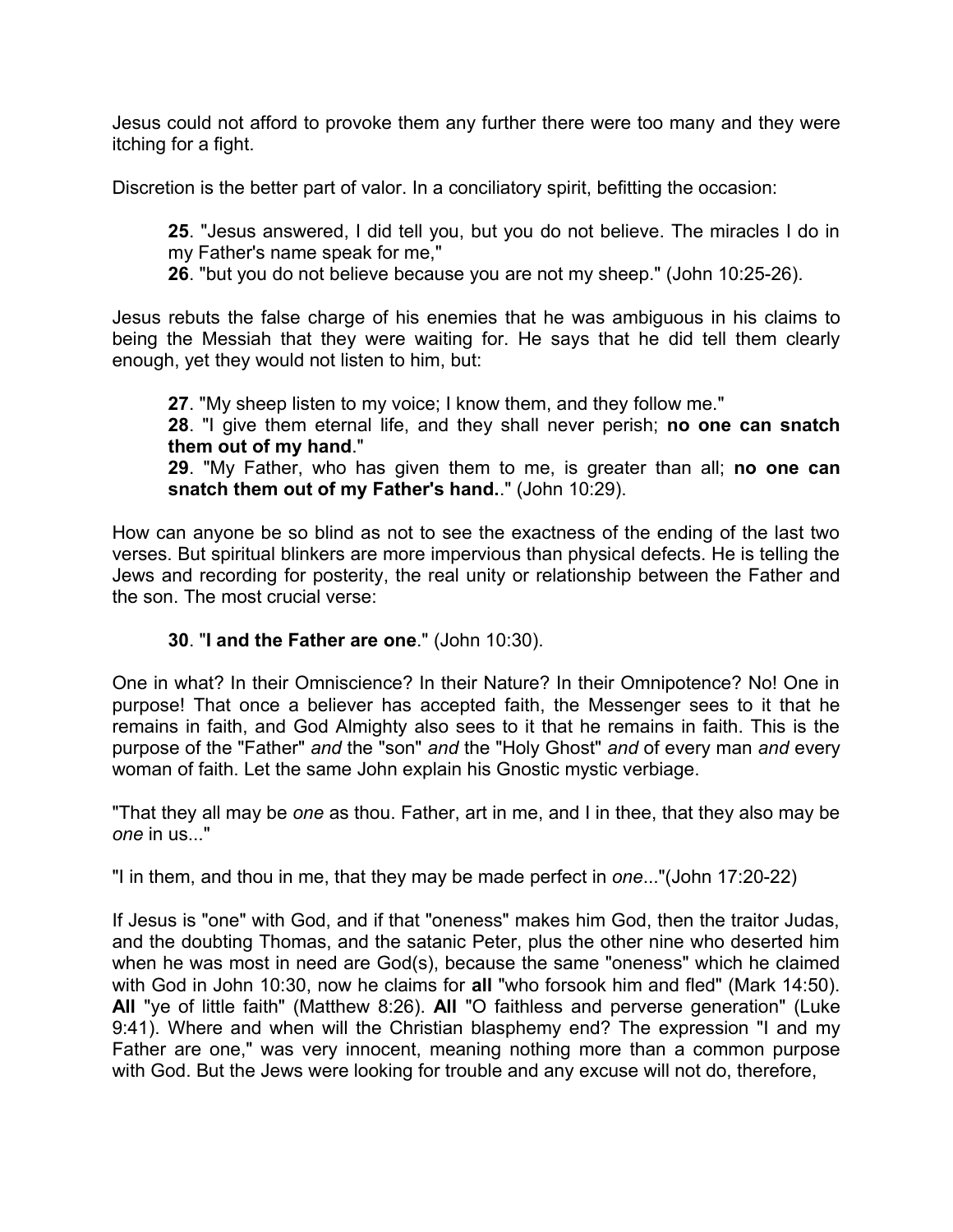Jesus could not afford to provoke them any further there were too many and they were itching for a fight.

Discretion is the better part of valor. In a conciliatory spirit, befitting the occasion:

> **25**. "Jesus answered, I did tell you, but you do not believe. The miracles I do in my Father's name speak for me,"
> **26**. "but you do not believe because you are not my sheep." (John 10:25-26).

Jesus rebuts the false charge of his enemies that he was ambiguous in his claims to being the Messiah that they were waiting for. He says that he did tell them clearly enough, yet they would not listen to him, but:

> **27**. "My sheep listen to my voice; I know them, and they follow me."
> **28**. "I give them eternal life, and they shall never perish; **no one can snatch them out of my hand**."
> **29**. "My Father, who has given them to me, is greater than all; **no one can snatch them out of my Father's hand.**." (John 10:29).

How can anyone be so blind as not to see the exactness of the ending of the last two verses. But spiritual blinkers are more impervious than physical defects. He is telling the Jews and recording for posterity, the real unity or relationship between the Father and the son. The most crucial verse:

> **30**. "**I and the Father are one**." (John 10:30).

One in what? In their Omniscience? In their Nature? In their Omnipotence? No! One in purpose! That once a believer has accepted faith, the Messenger sees to it that he remains in faith, and God Almighty also sees to it that he remains in faith. This is the purpose of the "Father" *and* the "son" *and* the "Holy Ghost" *and* of every man *and* every woman of faith. Let the same John explain his Gnostic mystic verbiage.

"That they all may be *one* as thou. Father, art in me, and I in thee, that they also may be *one* in us..."

"I in them, and thou in me, that they may be made perfect in *one*..."(John 17:20-22)

If Jesus is "one" with God, and if that "oneness" makes him God, then the traitor Judas, and the doubting Thomas, and the satanic Peter, plus the other nine who deserted him when he was most in need are God(s), because the same "oneness" which he claimed with God in John 10:30, now he claims for **all** "who forsook him and fled" (Mark 14:50). **All** "ye of little faith" (Matthew 8:26). **All** "O faithless and perverse generation" (Luke 9:41). Where and when will the Christian blasphemy end? The expression "I and my Father are one," was very innocent, meaning nothing more than a common purpose with God. But the Jews were looking for trouble and any excuse will not do, therefore,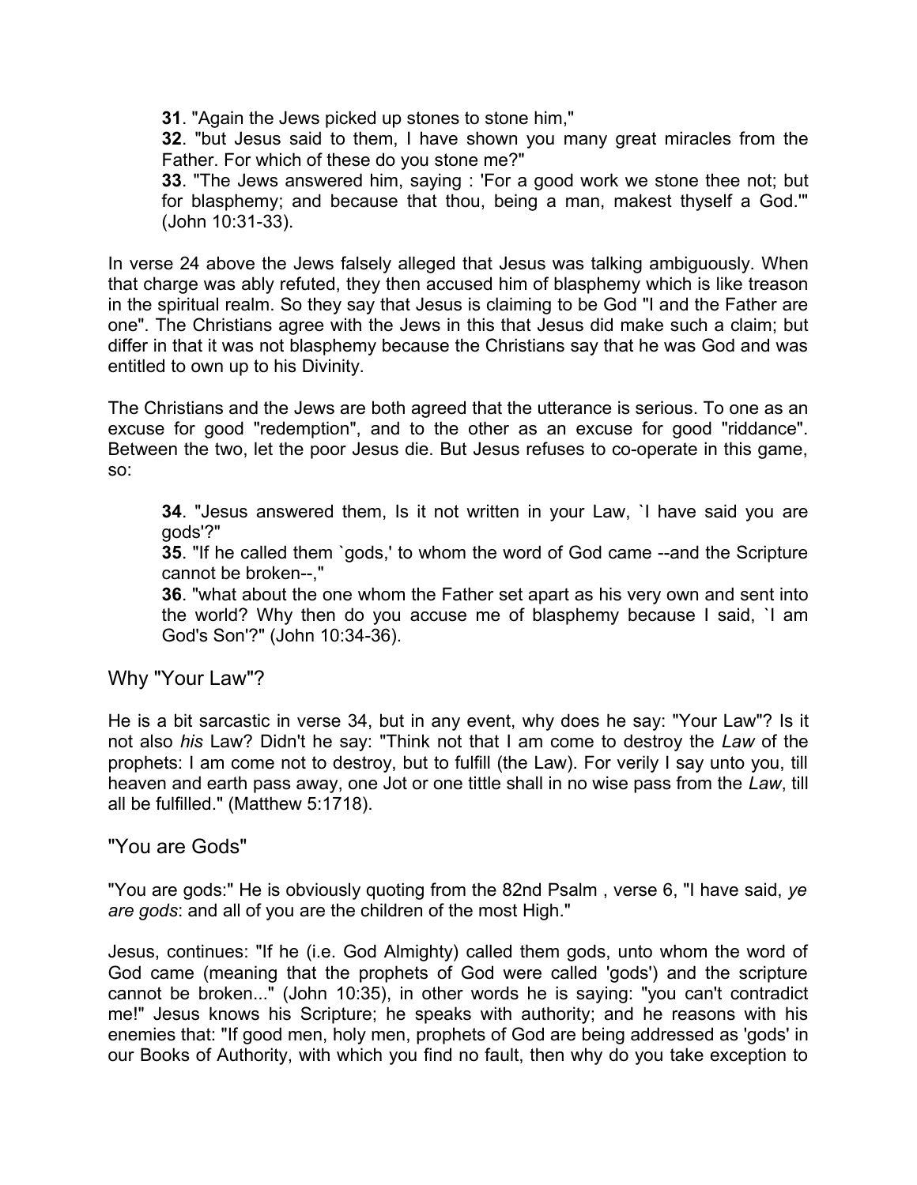> **31**. "Again the Jews picked up stones to stone him,"
> **32**. "but Jesus said to them, I have shown you many great miracles from the Father. For which of these do you stone me?"
> **33**. "The Jews answered him, saying : 'For a good work we stone thee not; but for blasphemy; and because that thou, being a man, makest thyself a God.'" (John 10:31-33).

In verse 24 above the Jews falsely alleged that Jesus was talking ambiguously. When that charge was ably refuted, they then accused him of blasphemy which is like treason in the spiritual realm. So they say that Jesus is claiming to be God "I and the Father are one". The Christians agree with the Jews in this that Jesus did make such a claim; but differ in that it was not blasphemy because the Christians say that he was God and was entitled to own up to his Divinity.

The Christians and the Jews are both agreed that the utterance is serious. To one as an excuse for good "redemption", and to the other as an excuse for good "riddance". Between the two, let the poor Jesus die. But Jesus refuses to co-operate in this game, so:

> **34**. "Jesus answered them, Is it not written in your Law, `I have said you are gods'?"
> **35**. "If he called them `gods,' to whom the word of God came --and the Scripture cannot be broken--,"
> **36**. "what about the one whom the Father set apart as his very own and sent into the world? Why then do you accuse me of blasphemy because I said, `I am God's Son'?" (John 10:34-36).

## Why "Your Law"?

He is a bit sarcastic in verse 34, but in any event, why does he say: "Your Law"? Is it not also *his* Law? Didn't he say: "Think not that I am come to destroy the *Law* of the prophets: I am come not to destroy, but to fulfill (the Law). For verily I say unto you, till heaven and earth pass away, one Jot or one tittle shall in no wise pass from the *Law*, till all be fulfilled." (Matthew 5:1718).

## "You are Gods"

"You are gods:" He is obviously quoting from the 82nd Psalm , verse 6, "I have said, *ye are gods*: and all of you are the children of the most High."

Jesus, continues: "If he (i.e. God Almighty) called them gods, unto whom the word of God came (meaning that the prophets of God were called 'gods') and the scripture cannot be broken..." (John 10:35), in other words he is saying: "you can't contradict me!" Jesus knows his Scripture; he speaks with authority; and he reasons with his enemies that: "If good men, holy men, prophets of God are being addressed as 'gods' in our Books of Authority, with which you find no fault, then why do you take exception to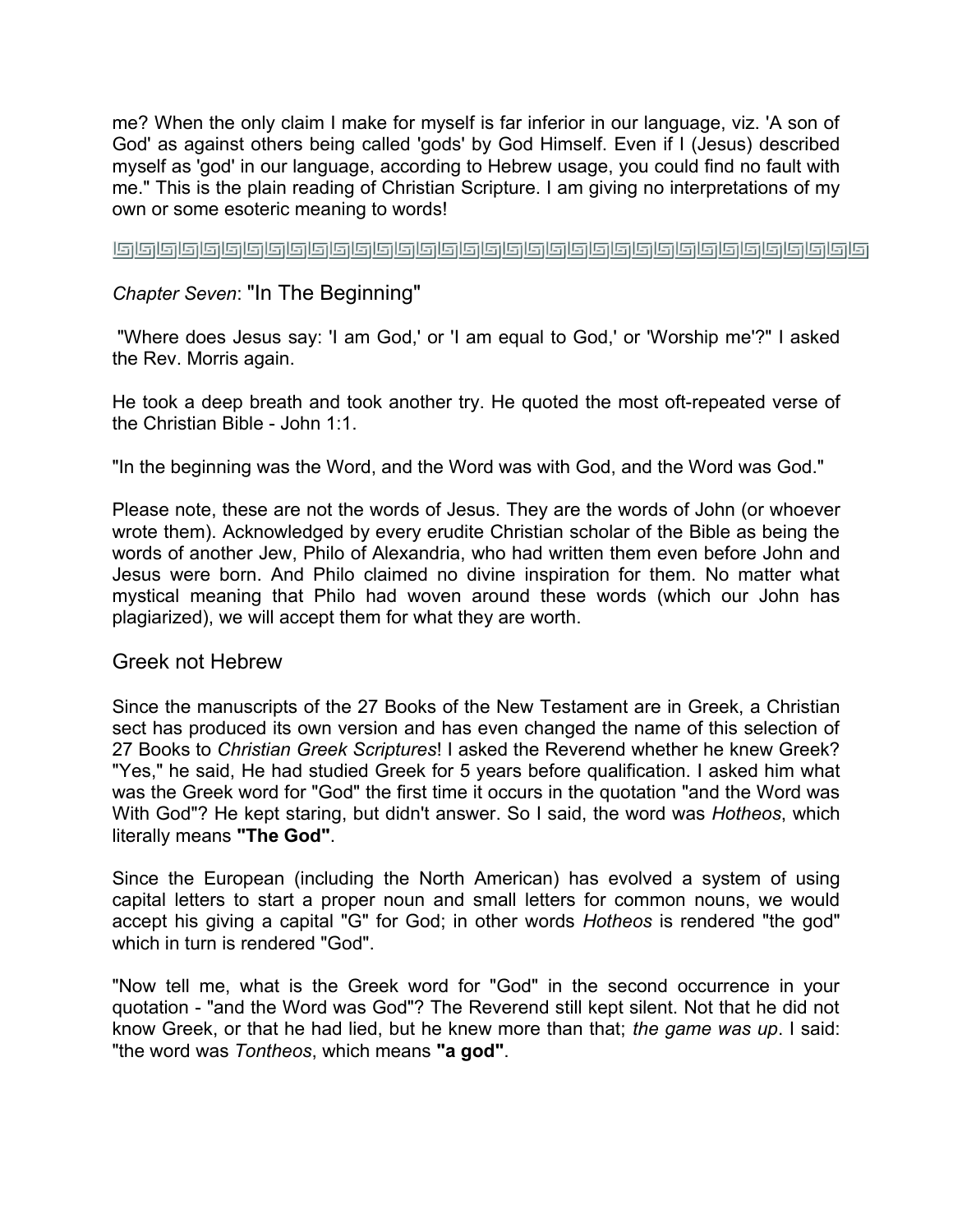me? When the only claim I make for myself is far inferior in our language, viz. 'A son of God' as against others being called 'gods' by God Himself. Even if I (Jesus) described myself as 'god' in our language, according to Hebrew usage, you could find no fault with me." This is the plain reading of Christian Scripture. I am giving no interpretations of my own or some esoteric meaning to words!

---

## *Chapter Seven*: "In The Beginning"

"Where does Jesus say: 'I am God,' or 'I am equal to God,' or 'Worship me'?" I asked the Rev. Morris again.

He took a deep breath and took another try. He quoted the most oft-repeated verse of the Christian Bible - John 1:1.

"In the beginning was the Word, and the Word was with God, and the Word was God."

Please note, these are not the words of Jesus. They are the words of John (or whoever wrote them). Acknowledged by every erudite Christian scholar of the Bible as being the words of another Jew, Philo of Alexandria, who had written them even before John and Jesus were born. And Philo claimed no divine inspiration for them. No matter what mystical meaning that Philo had woven around these words (which our John has plagiarized), we will accept them for what they are worth.

### Greek not Hebrew

Since the manuscripts of the 27 Books of the New Testament are in Greek, a Christian sect has produced its own version and has even changed the name of this selection of 27 Books to *Christian Greek Scriptures*! I asked the Reverend whether he knew Greek? "Yes," he said, He had studied Greek for 5 years before qualification. I asked him what was the Greek word for "God" the first time it occurs in the quotation "and the Word was With God"? He kept staring, but didn't answer. So I said, the word was *Hotheos*, which literally means **"The God"**.

Since the European (including the North American) has evolved a system of using capital letters to start a proper noun and small letters for common nouns, we would accept his giving a capital "G" for God; in other words *Hotheos* is rendered "the god" which in turn is rendered "God".

"Now tell me, what is the Greek word for "God" in the second occurrence in your quotation - "and the Word was God"? The Reverend still kept silent. Not that he did not know Greek, or that he had lied, but he knew more than that; *the game was up*. I said: "the word was *Tontheos*, which means **"a god"**.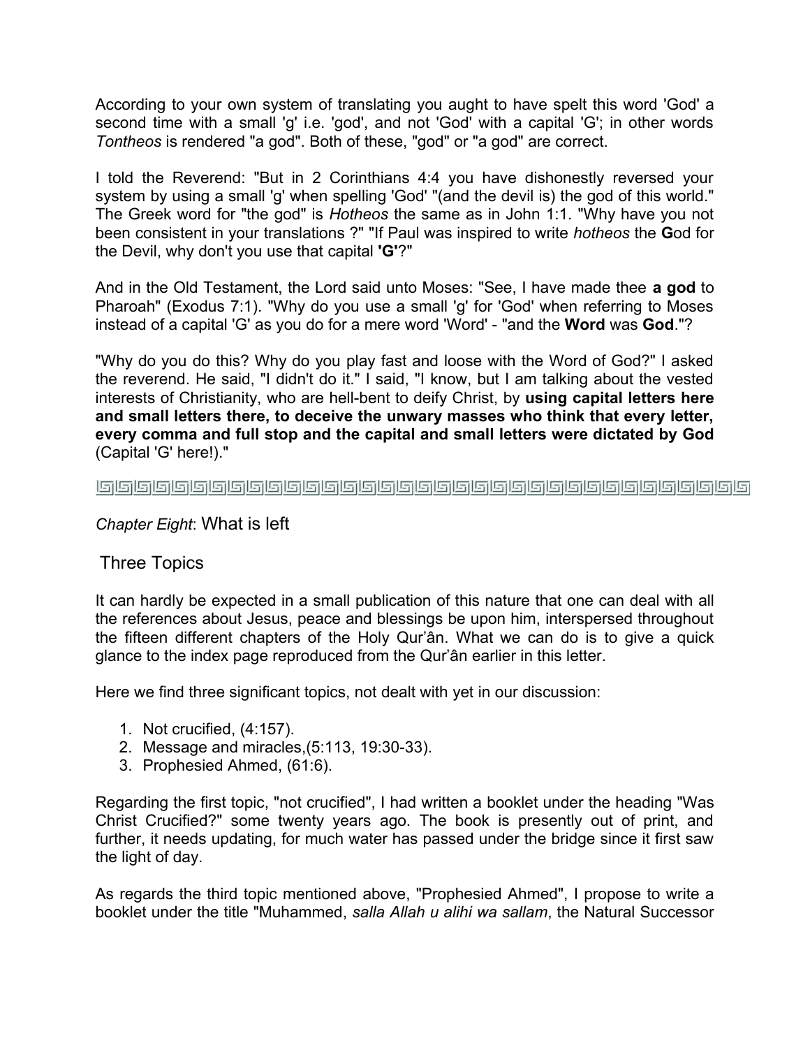According to your own system of translating you aught to have spelt this word 'God' a second time with a small 'g' i.e. 'god', and not 'God' with a capital 'G'; in other words *Tontheos* is rendered "a god". Both of these, "god" or "a god" are correct.

I told the Reverend: "But in 2 Corinthians 4:4 you have dishonestly reversed your system by using a small 'g' when spelling 'God' "(and the devil is) the god of this world." The Greek word for "the god" is *Hotheos* the same as in John 1:1. "Why have you not been consistent in your translations ?" "If Paul was inspired to write *hotheos* the **G**od for the Devil, why don't you use that capital **'G'**?"

And in the Old Testament, the Lord said unto Moses: "See, I have made thee **a god** to Pharoah" (Exodus 7:1). "Why do you use a small 'g' for 'God' when referring to Moses instead of a capital 'G' as you do for a mere word 'Word' - "and the **Word** was **God**."?

"Why do you do this? Why do you play fast and loose with the Word of God?" I asked the reverend. He said, "I didn't do it." I said, "I know, but I am talking about the vested interests of Christianity, who are hell-bent to deify Christ, by **using capital letters here and small letters there, to deceive the unwary masses who think that every letter, every comma and full stop and the capital and small letters were dictated by God** (Capital 'G' here!)."

---

## *Chapter Eight*: What is left

### Three Topics

It can hardly be expected in a small publication of this nature that one can deal with all the references about Jesus, peace and blessings be upon him, interspersed throughout the fifteen different chapters of the Holy Qur'ân. What we can do is to give a quick glance to the index page reproduced from the Qur'ân earlier in this letter.

Here we find three significant topics, not dealt with yet in our discussion:

1. Not crucified, (4:157).
2. Message and miracles,(5:113, 19:30-33).
3. Prophesied Ahmed, (61:6).

Regarding the first topic, "not crucified", I had written a booklet under the heading "Was Christ Crucified?" some twenty years ago. The book is presently out of print, and further, it needs updating, for much water has passed under the bridge since it first saw the light of day.

As regards the third topic mentioned above, "Prophesied Ahmed", I propose to write a booklet under the title "Muhammed, *salla Allah u alihi wa sallam*, the Natural Successor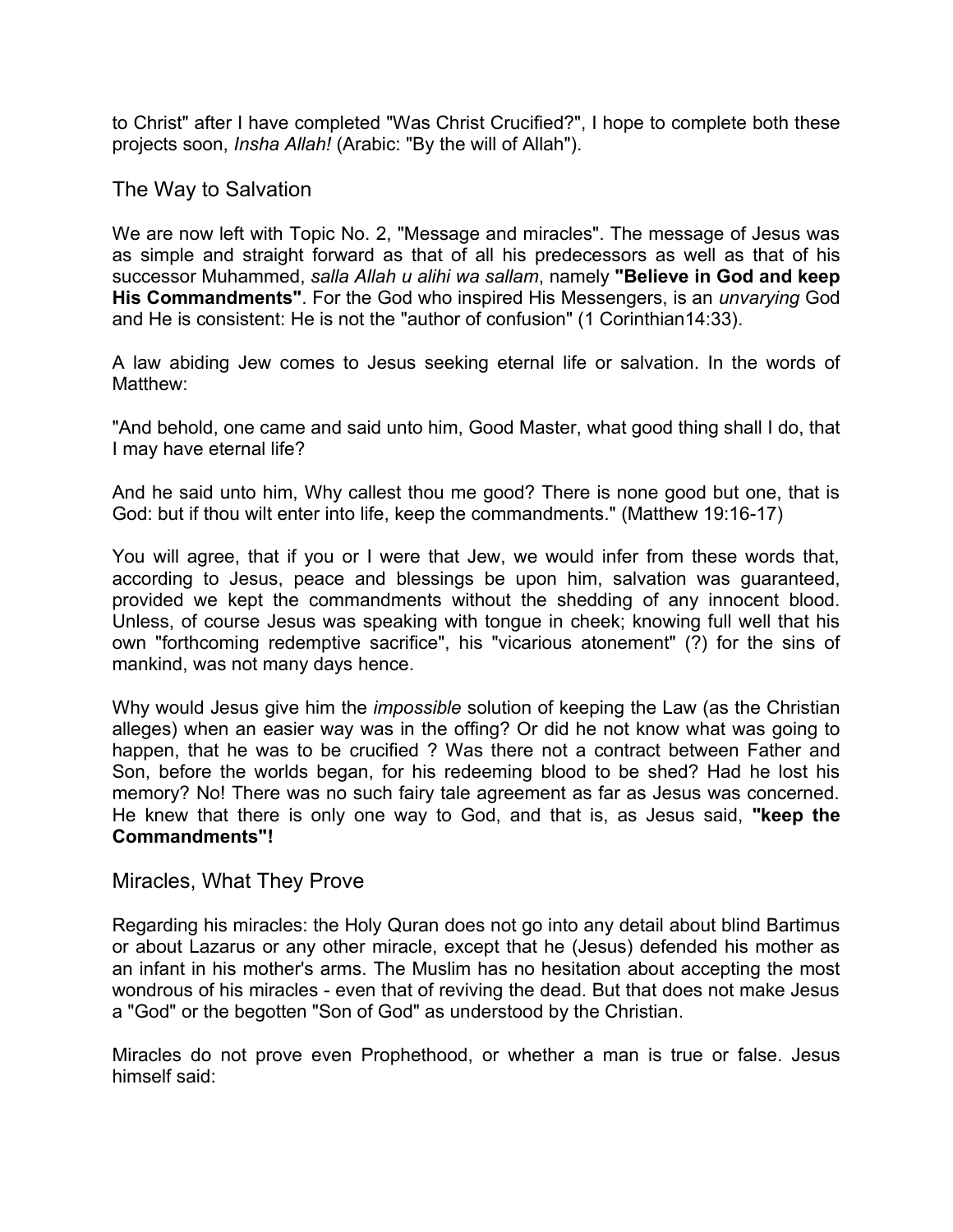to Christ" after I have completed "Was Christ Crucified?", I hope to complete both these projects soon, *Insha Allah!* (Arabic: "By the will of Allah").

## The Way to Salvation

We are now left with Topic No. 2, "Message and miracles". The message of Jesus was as simple and straight forward as that of all his predecessors as well as that of his successor Muhammed, *salla Allah u alihi wa sallam*, namely **"Believe in God and keep His Commandments"**. For the God who inspired His Messengers, is an *unvarying* God and He is consistent: He is not the "author of confusion" (1 Corinthian14:33).

A law abiding Jew comes to Jesus seeking eternal life or salvation. In the words of Matthew:

"And behold, one came and said unto him, Good Master, what good thing shall I do, that I may have eternal life?

And he said unto him, Why callest thou me good? There is none good but one, that is God: but if thou wilt enter into life, keep the commandments." (Matthew 19:16-17)

You will agree, that if you or I were that Jew, we would infer from these words that, according to Jesus, peace and blessings be upon him, salvation was guaranteed, provided we kept the commandments without the shedding of any innocent blood. Unless, of course Jesus was speaking with tongue in cheek; knowing full well that his own "forthcoming redemptive sacrifice", his "vicarious atonement" (?) for the sins of mankind, was not many days hence.

Why would Jesus give him the *impossible* solution of keeping the Law (as the Christian alleges) when an easier way was in the offing? Or did he not know what was going to happen, that he was to be crucified ? Was there not a contract between Father and Son, before the worlds began, for his redeeming blood to be shed? Had he lost his memory? No! There was no such fairy tale agreement as far as Jesus was concerned. He knew that there is only one way to God, and that is, as Jesus said, **"keep the Commandments"!**

## Miracles, What They Prove

Regarding his miracles: the Holy Quran does not go into any detail about blind Bartimus or about Lazarus or any other miracle, except that he (Jesus) defended his mother as an infant in his mother's arms. The Muslim has no hesitation about accepting the most wondrous of his miracles - even that of reviving the dead. But that does not make Jesus a "God" or the begotten "Son of God" as understood by the Christian.

Miracles do not prove even Prophethood, or whether a man is true or false. Jesus himself said: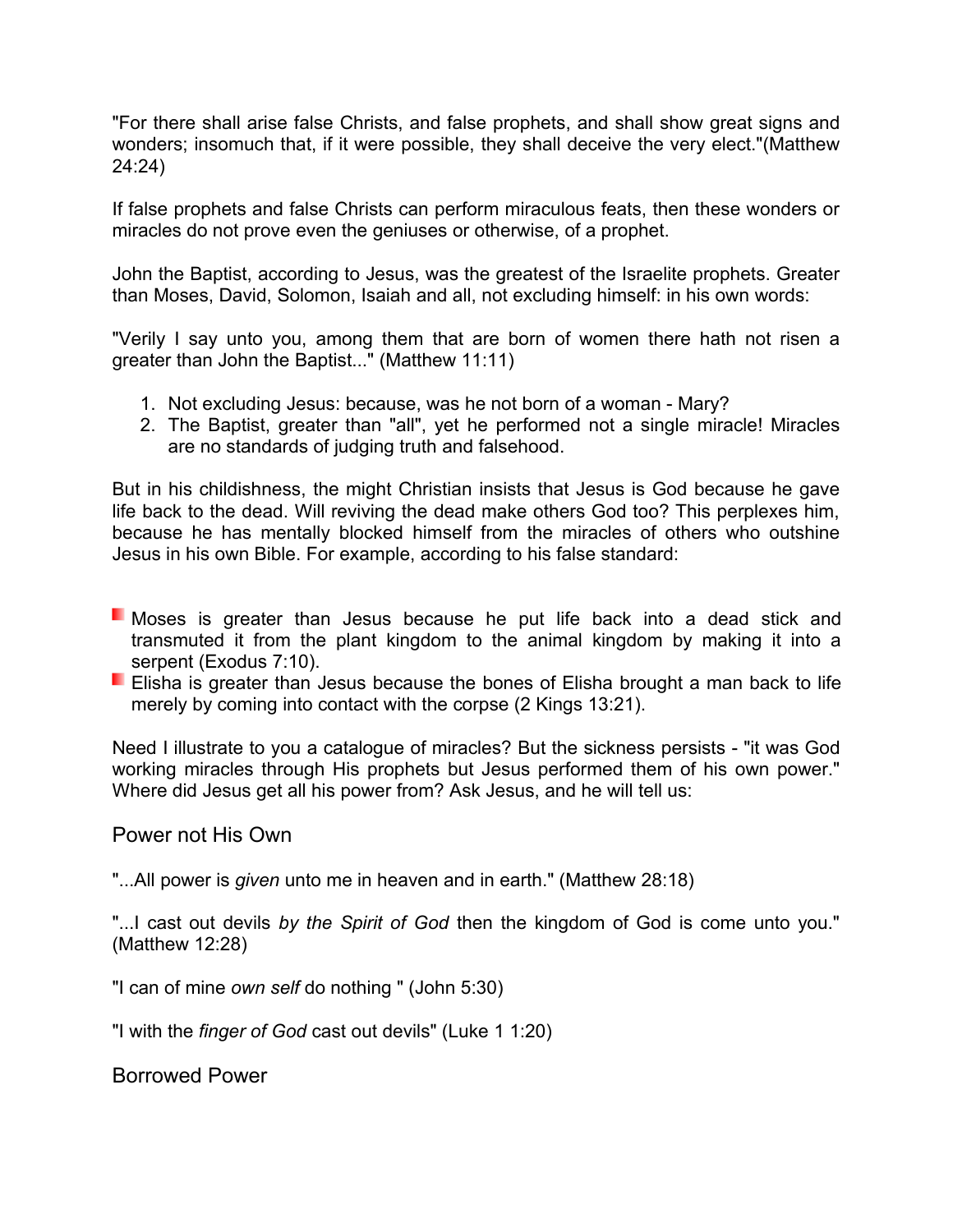"For there shall arise false Christs, and false prophets, and shall show great signs and wonders; insomuch that, if it were possible, they shall deceive the very elect."(Matthew 24:24)

If false prophets and false Christs can perform miraculous feats, then these wonders or miracles do not prove even the geniuses or otherwise, of a prophet.

John the Baptist, according to Jesus, was the greatest of the Israelite prophets. Greater than Moses, David, Solomon, Isaiah and all, not excluding himself: in his own words:

"Verily I say unto you, among them that are born of women there hath not risen a greater than John the Baptist..." (Matthew 11:11)

1. Not excluding Jesus: because, was he not born of a woman - Mary?
2. The Baptist, greater than "all", yet he performed not a single miracle! Miracles are no standards of judging truth and falsehood.

But in his childishness, the might Christian insists that Jesus is God because he gave life back to the dead. Will reviving the dead make others God too? This perplexes him, because he has mentally blocked himself from the miracles of others who outshine Jesus in his own Bible. For example, according to his false standard:

- Moses is greater than Jesus because he put life back into a dead stick and transmuted it from the plant kingdom to the animal kingdom by making it into a serpent (Exodus 7:10).
- Elisha is greater than Jesus because the bones of Elisha brought a man back to life merely by coming into contact with the corpse (2 Kings 13:21).

Need I illustrate to you a catalogue of miracles? But the sickness persists - "it was God working miracles through His prophets but Jesus performed them of his own power." Where did Jesus get all his power from? Ask Jesus, and he will tell us:

## Power not His Own

"...All power is *given* unto me in heaven and in earth." (Matthew 28:18)

"...I cast out devils *by the Spirit of God* then the kingdom of God is come unto you." (Matthew 12:28)

"I can of mine *own self* do nothing " (John 5:30)

"I with the *finger of God* cast out devils" (Luke 1 1:20)

## Borrowed Power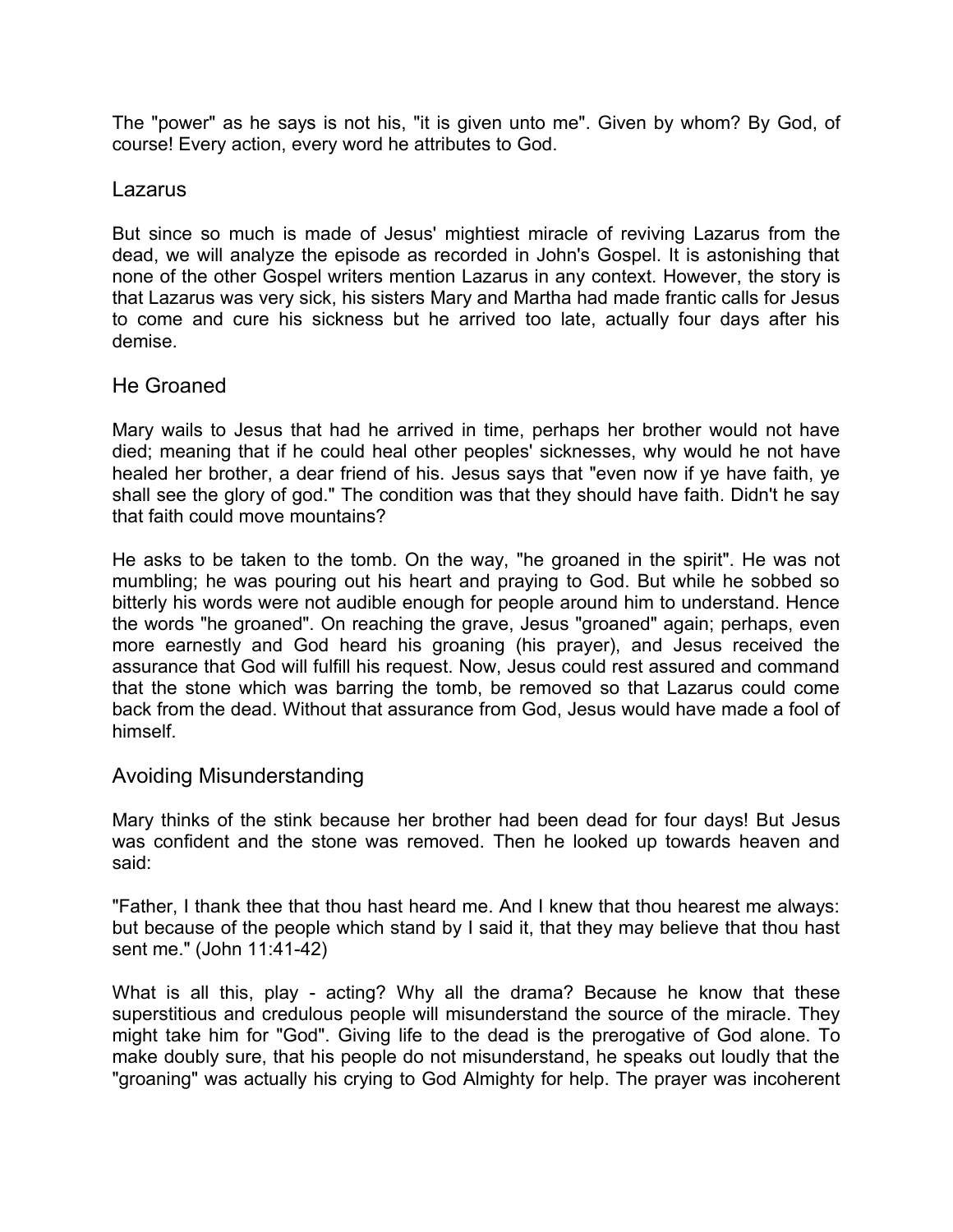The "power" as he says is not his, "it is given unto me". Given by whom? By God, of course! Every action, every word he attributes to God.

## Lazarus

But since so much is made of Jesus' mightiest miracle of reviving Lazarus from the dead, we will analyze the episode as recorded in John's Gospel. It is astonishing that none of the other Gospel writers mention Lazarus in any context. However, the story is that Lazarus was very sick, his sisters Mary and Martha had made frantic calls for Jesus to come and cure his sickness but he arrived too late, actually four days after his demise.

## He Groaned

Mary wails to Jesus that had he arrived in time, perhaps her brother would not have died; meaning that if he could heal other peoples' sicknesses, why would he not have healed her brother, a dear friend of his. Jesus says that "even now if ye have faith, ye shall see the glory of god." The condition was that they should have faith. Didn't he say that faith could move mountains?

He asks to be taken to the tomb. On the way, "he groaned in the spirit". He was not mumbling; he was pouring out his heart and praying to God. But while he sobbed so bitterly his words were not audible enough for people around him to understand. Hence the words "he groaned". On reaching the grave, Jesus "groaned" again; perhaps, even more earnestly and God heard his groaning (his prayer), and Jesus received the assurance that God will fulfill his request. Now, Jesus could rest assured and command that the stone which was barring the tomb, be removed so that Lazarus could come back from the dead. Without that assurance from God, Jesus would have made a fool of himself.

## Avoiding Misunderstanding

Mary thinks of the stink because her brother had been dead for four days! But Jesus was confident and the stone was removed. Then he looked up towards heaven and said:

"Father, I thank thee that thou hast heard me. And I knew that thou hearest me always: but because of the people which stand by I said it, that they may believe that thou hast sent me." (John 11:41-42)

What is all this, play - acting? Why all the drama? Because he know that these superstitious and credulous people will misunderstand the source of the miracle. They might take him for "God". Giving life to the dead is the prerogative of God alone. To make doubly sure, that his people do not misunderstand, he speaks out loudly that the "groaning" was actually his crying to God Almighty for help. The prayer was incoherent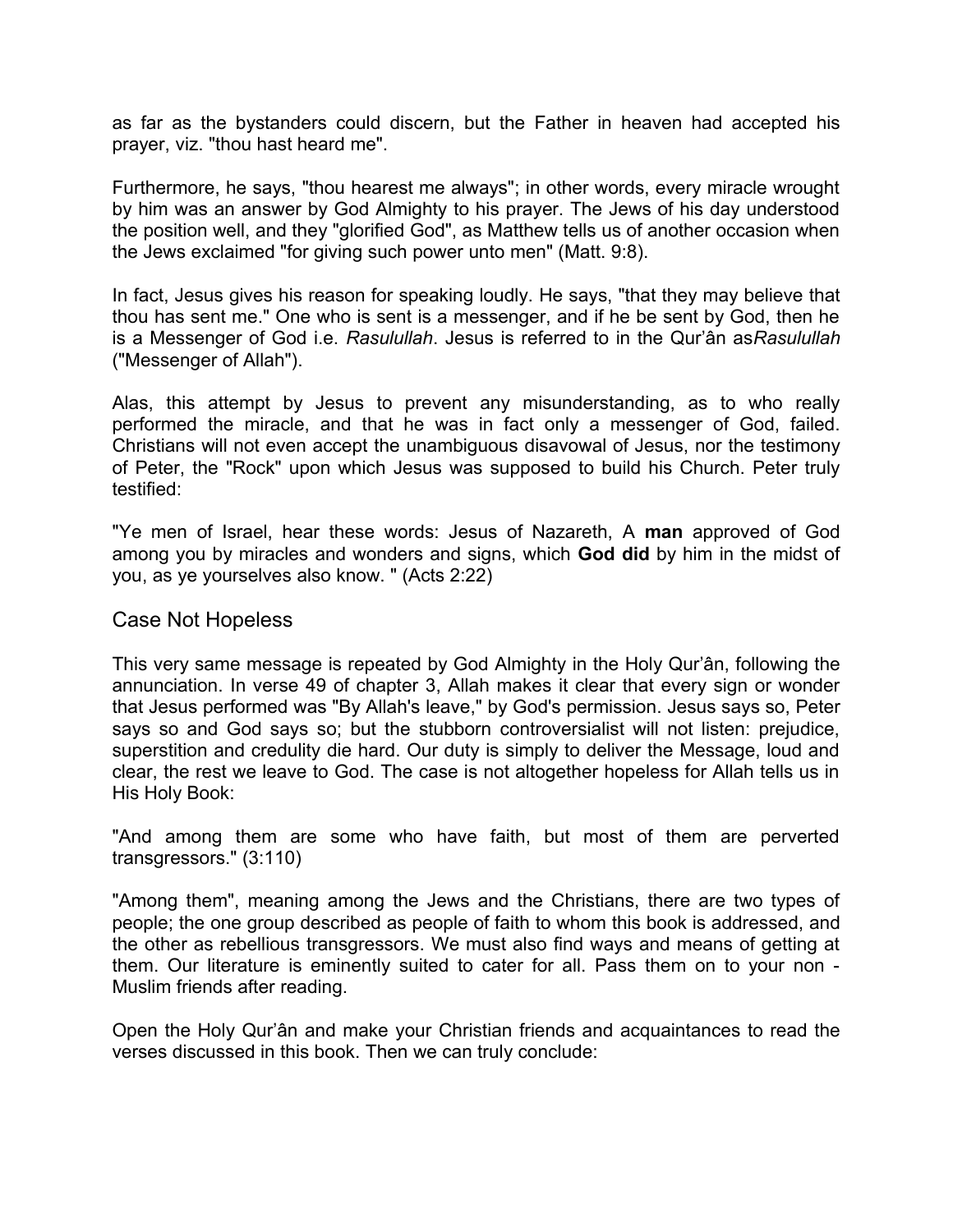as far as the bystanders could discern, but the Father in heaven had accepted his prayer, viz. "thou hast heard me".

Furthermore, he says, "thou hearest me always"; in other words, every miracle wrought by him was an answer by God Almighty to his prayer. The Jews of his day understood the position well, and they "glorified God", as Matthew tells us of another occasion when the Jews exclaimed "for giving such power unto men" (Matt. 9:8).

In fact, Jesus gives his reason for speaking loudly. He says, "that they may believe that thou has sent me." One who is sent is a messenger, and if he be sent by God, then he is a Messenger of God i.e. *Rasulullah*. Jesus is referred to in the Qur'ân as*Rasulullah* ("Messenger of Allah").

Alas, this attempt by Jesus to prevent any misunderstanding, as to who really performed the miracle, and that he was in fact only a messenger of God, failed. Christians will not even accept the unambiguous disavowal of Jesus, nor the testimony of Peter, the "Rock" upon which Jesus was supposed to build his Church. Peter truly testified:

"Ye men of Israel, hear these words: Jesus of Nazareth, A **man** approved of God among you by miracles and wonders and signs, which **God did** by him in the midst of you, as ye yourselves also know. " (Acts 2:22)

## Case Not Hopeless

This very same message is repeated by God Almighty in the Holy Qur'ân, following the annunciation. In verse 49 of chapter 3, Allah makes it clear that every sign or wonder that Jesus performed was "By Allah's leave," by God's permission. Jesus says so, Peter says so and God says so; but the stubborn controversialist will not listen: prejudice, superstition and credulity die hard. Our duty is simply to deliver the Message, loud and clear, the rest we leave to God. The case is not altogether hopeless for Allah tells us in His Holy Book:

"And among them are some who have faith, but most of them are perverted transgressors." (3:110)

"Among them", meaning among the Jews and the Christians, there are two types of people; the one group described as people of faith to whom this book is addressed, and the other as rebellious transgressors. We must also find ways and means of getting at them. Our literature is eminently suited to cater for all. Pass them on to your non - Muslim friends after reading.

Open the Holy Qur'ân and make your Christian friends and acquaintances to read the verses discussed in this book. Then we can truly conclude: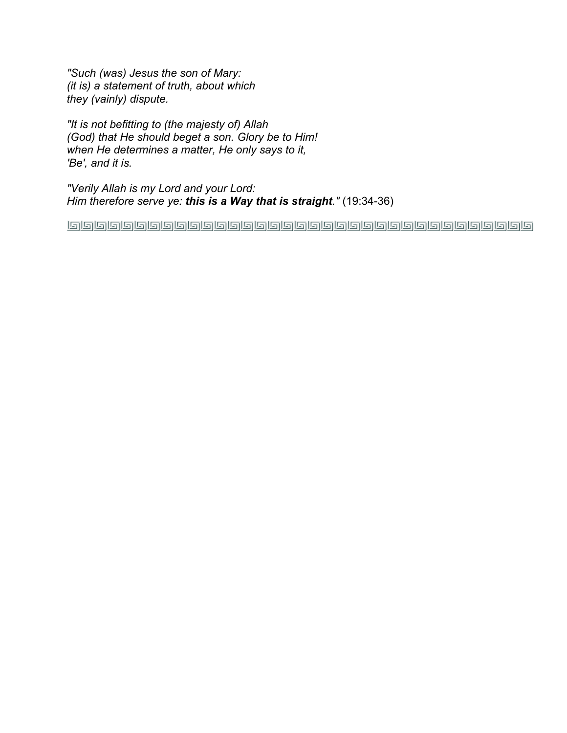*"Such (was) Jesus the son of Mary:*
*(it is) a statement of truth, about which*
*they (vainly) dispute.*

*"It is not befitting to (the majesty of) Allah*
*(God) that He should beget a son. Glory be to Him!*
*when He determines a matter, He only says to it,*
*'Be', and it is.*

*"Verily Allah is my Lord and your Lord:*
*Him therefore serve ye:* ***this is a Way that is straight****."* (19:34-36)